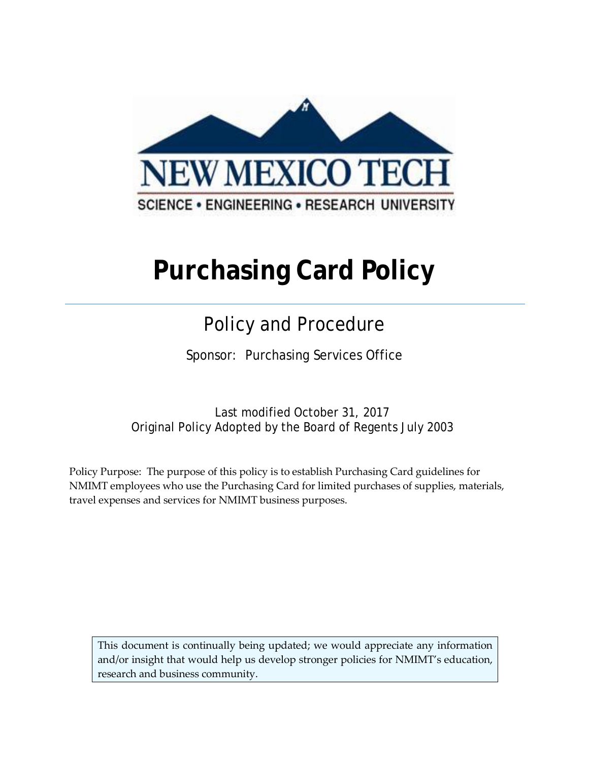NEW MEXICO TECH

SCIENCE • ENGINEERING • RESEARCH UNIVERSITY

# Purchasing Card Policy

## Policy and Procedure

Sponsor: Purchasing Services Office

Last modified October 31, 2017
Original Policy Adopted by the Board of Regents July 2003

Policy Purpose: The purpose of this policy is to establish Purchasing Card guidelines for NMIMT employees who use the Purchasing Card for limited purchases of supplies, materials, travel expenses and services for NMIMT business purposes.

This document is continually being updated; we would appreciate any information and/or insight that would help us develop stronger policies for NMIMT's education, research and business community.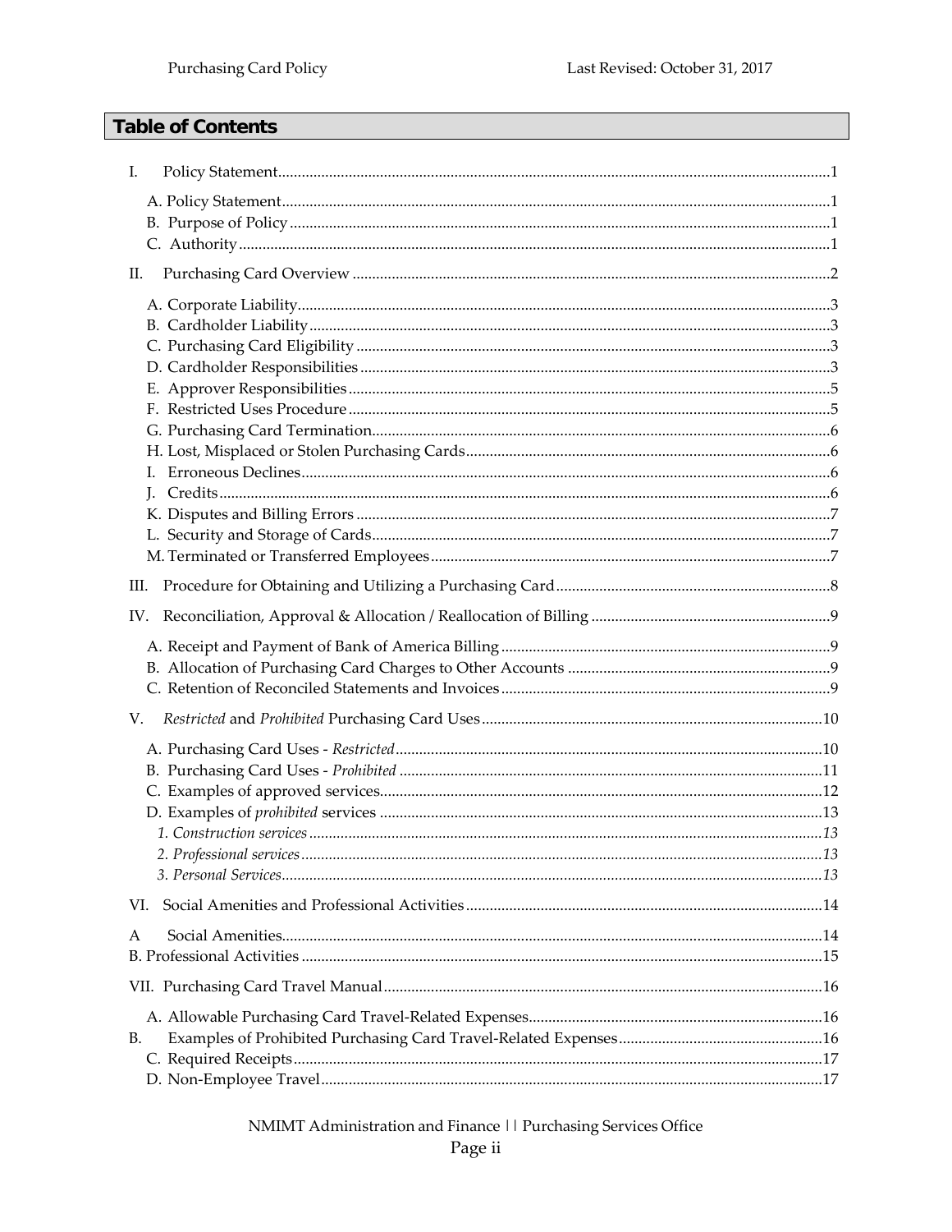## Table of Contents

I. Policy Statement....1

- A. Policy Statement....1
- B. Purpose of Policy....1
- C. Authority....1

II. Purchasing Card Overview....2

- A. Corporate Liability....3
- B. Cardholder Liability....3
- C. Purchasing Card Eligibility....3
- D. Cardholder Responsibilities....3
- E. Approver Responsibilities....5
- F. Restricted Uses Procedure....5
- G. Purchasing Card Termination....6
- H. Lost, Misplaced or Stolen Purchasing Cards....6
- I. Erroneous Declines....6
- J. Credits....6
- K. Disputes and Billing Errors....7
- L. Security and Storage of Cards....7
- M. Terminated or Transferred Employees....7

III. Procedure for Obtaining and Utilizing a Purchasing Card....8

IV. Reconciliation, Approval & Allocation / Reallocation of Billing....9

- A. Receipt and Payment of Bank of America Billing....9
- B. Allocation of Purchasing Card Charges to Other Accounts....9
- C. Retention of Reconciled Statements and Invoices....9

V. *Restricted* and *Prohibited* Purchasing Card Uses....10

- A. Purchasing Card Uses - *Restricted*....10
- B. Purchasing Card Uses - *Prohibited*....11
- C. Examples of approved services....12
- D. Examples of *prohibited* services....13
  - *1. Construction services....13*
  - *2. Professional services....13*
  - *3. Personal Services....13*

VI. Social Amenities and Professional Activities....14

- A Social Amenities....14
- B. Professional Activities....15

VII. Purchasing Card Travel Manual....16

- A. Allowable Purchasing Card Travel-Related Expenses....16
- B. Examples of Prohibited Purchasing Card Travel-Related Expenses....16
- C. Required Receipts....17
- D. Non-Employee Travel....17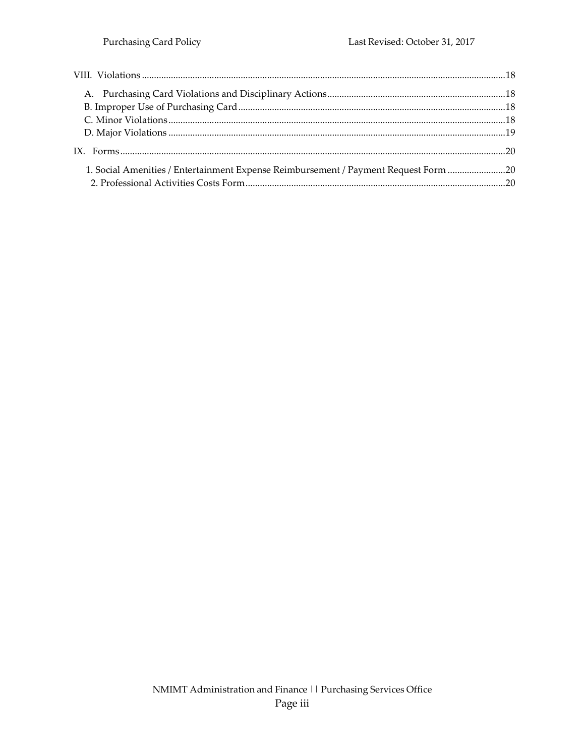VIII. Violations ....................................................................................................................................................18

A. Purchasing Card Violations and Disciplinary Actions.........................................................................18

B. Improper Use of Purchasing Card.............................................................................................................18

C. Minor Violations...........................................................................................................................................18

D. Major Violations ..........................................................................................................................................19

IX. Forms..............................................................................................................................................................20

1. Social Amenities / Entertainment Expense Reimbursement / Payment Request Form ........................20

2. Professional Activities Costs Form...........................................................................................................20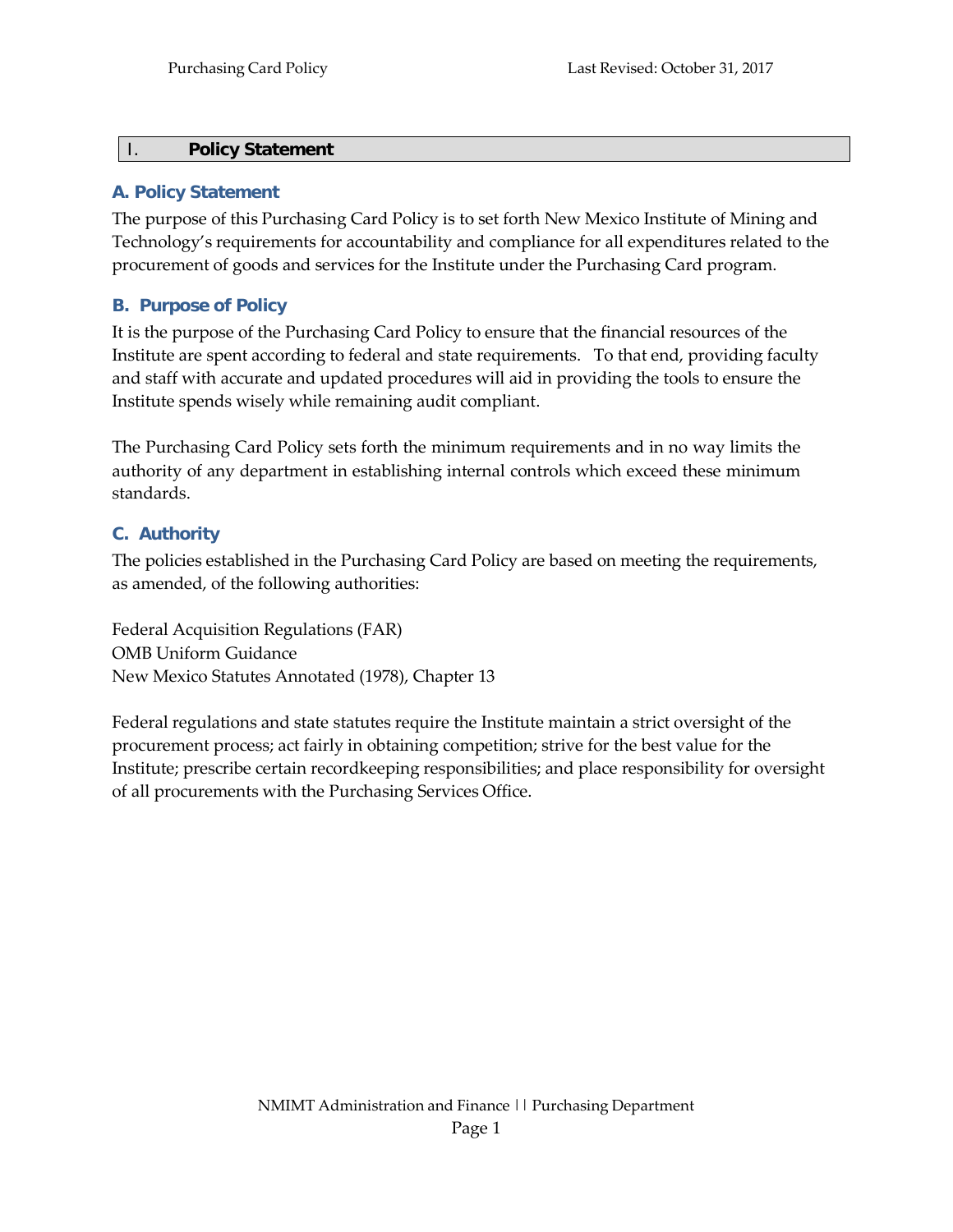## I. Policy Statement

### A. Policy Statement

The purpose of this Purchasing Card Policy is to set forth New Mexico Institute of Mining and Technology's requirements for accountability and compliance for all expenditures related to the procurement of goods and services for the Institute under the Purchasing Card program.

### B. Purpose of Policy

It is the purpose of the Purchasing Card Policy to ensure that the financial resources of the Institute are spent according to federal and state requirements. To that end, providing faculty and staff with accurate and updated procedures will aid in providing the tools to ensure the Institute spends wisely while remaining audit compliant.

The Purchasing Card Policy sets forth the minimum requirements and in no way limits the authority of any department in establishing internal controls which exceed these minimum standards.

### C. Authority

The policies established in the Purchasing Card Policy are based on meeting the requirements, as amended, of the following authorities:

Federal Acquisition Regulations (FAR)
OMB Uniform Guidance
New Mexico Statutes Annotated (1978), Chapter 13

Federal regulations and state statutes require the Institute maintain a strict oversight of the procurement process; act fairly in obtaining competition; strive for the best value for the Institute; prescribe certain recordkeeping responsibilities; and place responsibility for oversight of all procurements with the Purchasing Services Office.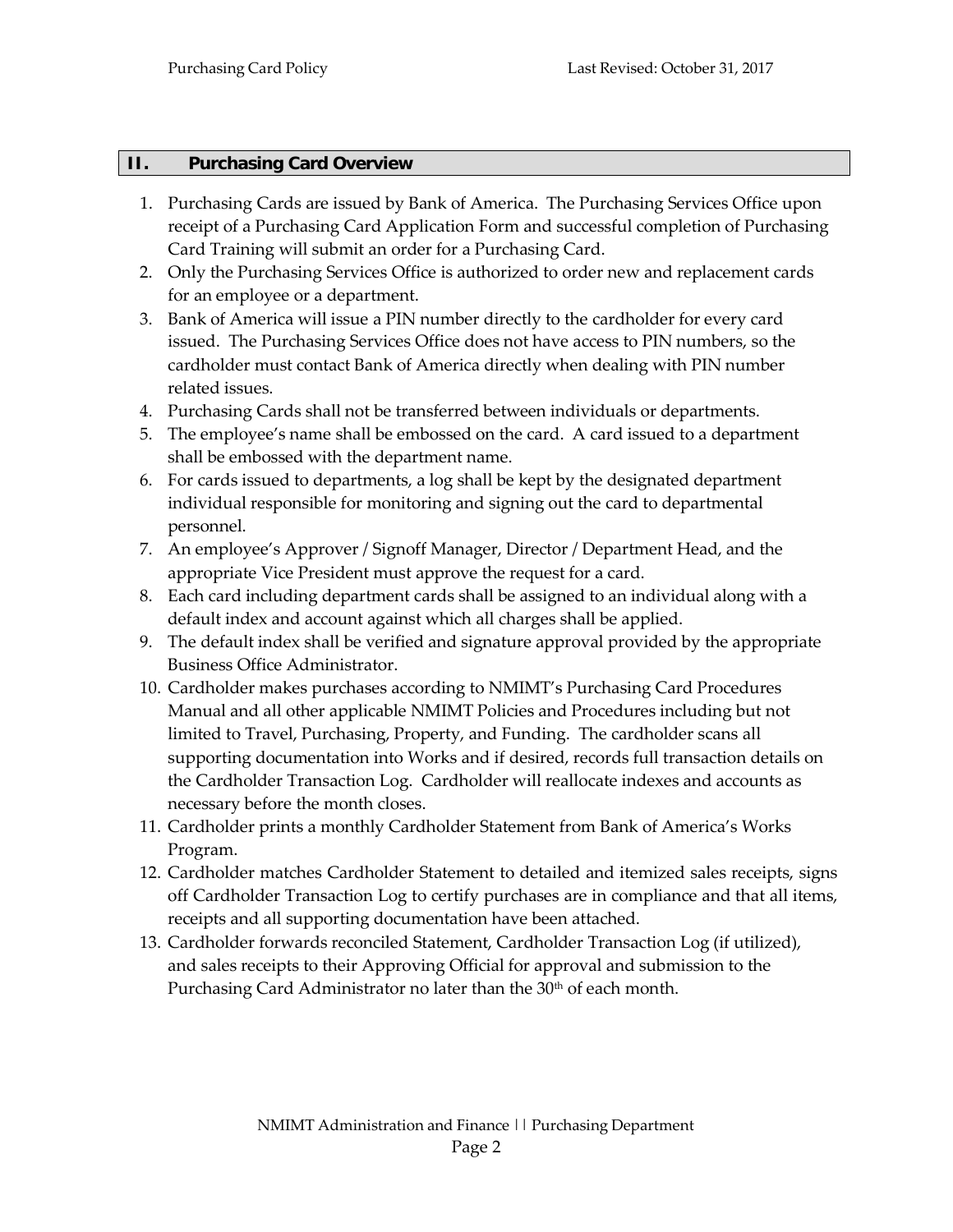## II. Purchasing Card Overview

1. Purchasing Cards are issued by Bank of America. The Purchasing Services Office upon receipt of a Purchasing Card Application Form and successful completion of Purchasing Card Training will submit an order for a Purchasing Card.
2. Only the Purchasing Services Office is authorized to order new and replacement cards for an employee or a department.
3. Bank of America will issue a PIN number directly to the cardholder for every card issued. The Purchasing Services Office does not have access to PIN numbers, so the cardholder must contact Bank of America directly when dealing with PIN number related issues.
4. Purchasing Cards shall not be transferred between individuals or departments.
5. The employee's name shall be embossed on the card. A card issued to a department shall be embossed with the department name.
6. For cards issued to departments, a log shall be kept by the designated department individual responsible for monitoring and signing out the card to departmental personnel.
7. An employee's Approver / Signoff Manager, Director / Department Head, and the appropriate Vice President must approve the request for a card.
8. Each card including department cards shall be assigned to an individual along with a default index and account against which all charges shall be applied.
9. The default index shall be verified and signature approval provided by the appropriate Business Office Administrator.
10. Cardholder makes purchases according to NMIMT's Purchasing Card Procedures Manual and all other applicable NMIMT Policies and Procedures including but not limited to Travel, Purchasing, Property, and Funding. The cardholder scans all supporting documentation into Works and if desired, records full transaction details on the Cardholder Transaction Log. Cardholder will reallocate indexes and accounts as necessary before the month closes.
11. Cardholder prints a monthly Cardholder Statement from Bank of America's Works Program.
12. Cardholder matches Cardholder Statement to detailed and itemized sales receipts, signs off Cardholder Transaction Log to certify purchases are in compliance and that all items, receipts and all supporting documentation have been attached.
13. Cardholder forwards reconciled Statement, Cardholder Transaction Log (if utilized), and sales receipts to their Approving Official for approval and submission to the Purchasing Card Administrator no later than the 30th of each month.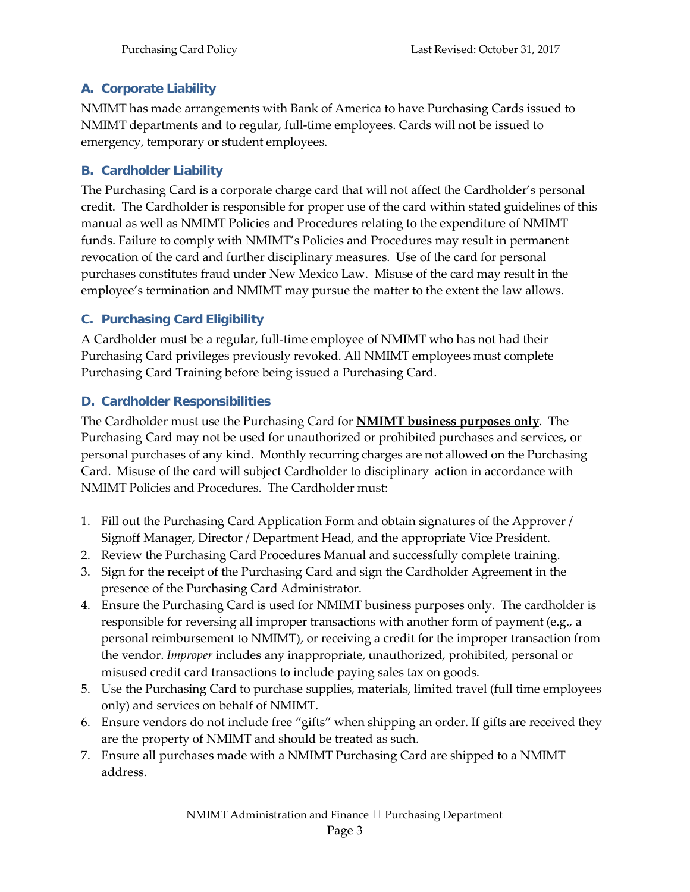### A. Corporate Liability

NMIMT has made arrangements with Bank of America to have Purchasing Cards issued to NMIMT departments and to regular, full-time employees. Cards will not be issued to emergency, temporary or student employees.

### B. Cardholder Liability

The Purchasing Card is a corporate charge card that will not affect the Cardholder's personal credit. The Cardholder is responsible for proper use of the card within stated guidelines of this manual as well as NMIMT Policies and Procedures relating to the expenditure of NMIMT funds. Failure to comply with NMIMT's Policies and Procedures may result in permanent revocation of the card and further disciplinary measures. Use of the card for personal purchases constitutes fraud under New Mexico Law. Misuse of the card may result in the employee's termination and NMIMT may pursue the matter to the extent the law allows.

### C. Purchasing Card Eligibility

A Cardholder must be a regular, full-time employee of NMIMT who has not had their Purchasing Card privileges previously revoked. All NMIMT employees must complete Purchasing Card Training before being issued a Purchasing Card.

### D. Cardholder Responsibilities

The Cardholder must use the Purchasing Card for <u>**NMIMT business purposes only**</u>. The Purchasing Card may not be used for unauthorized or prohibited purchases and services, or personal purchases of any kind. Monthly recurring charges are not allowed on the Purchasing Card. Misuse of the card will subject Cardholder to disciplinary action in accordance with NMIMT Policies and Procedures. The Cardholder must:

1. Fill out the Purchasing Card Application Form and obtain signatures of the Approver / Signoff Manager, Director / Department Head, and the appropriate Vice President.
2. Review the Purchasing Card Procedures Manual and successfully complete training.
3. Sign for the receipt of the Purchasing Card and sign the Cardholder Agreement in the presence of the Purchasing Card Administrator.
4. Ensure the Purchasing Card is used for NMIMT business purposes only. The cardholder is responsible for reversing all improper transactions with another form of payment (e.g., a personal reimbursement to NMIMT), or receiving a credit for the improper transaction from the vendor. *Improper* includes any inappropriate, unauthorized, prohibited, personal or misused credit card transactions to include paying sales tax on goods.
5. Use the Purchasing Card to purchase supplies, materials, limited travel (full time employees only) and services on behalf of NMIMT.
6. Ensure vendors do not include free "gifts" when shipping an order. If gifts are received they are the property of NMIMT and should be treated as such.
7. Ensure all purchases made with a NMIMT Purchasing Card are shipped to a NMIMT address.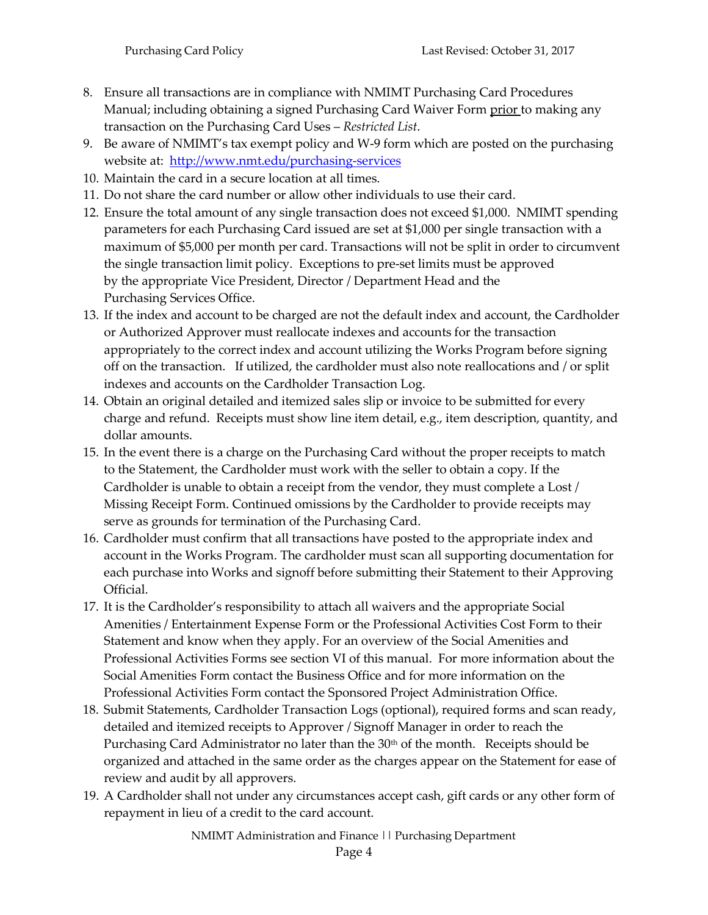8. Ensure all transactions are in compliance with NMIMT Purchasing Card Procedures Manual; including obtaining a signed Purchasing Card Waiver Form <u>prior</u> to making any transaction on the Purchasing Card Uses – *Restricted List*.
9. Be aware of NMIMT's tax exempt policy and W-9 form which are posted on the purchasing website at: [http://www.nmt.edu/purchasing-services](http://www.nmt.edu/purchasing-services)
10. Maintain the card in a secure location at all times.
11. Do not share the card number or allow other individuals to use their card.
12. Ensure the total amount of any single transaction does not exceed $1,000. NMIMT spending parameters for each Purchasing Card issued are set at $1,000 per single transaction with a maximum of $5,000 per month per card. Transactions will not be split in order to circumvent the single transaction limit policy. Exceptions to pre-set limits must be approved by the appropriate Vice President, Director / Department Head and the Purchasing Services Office.
13. If the index and account to be charged are not the default index and account, the Cardholder or Authorized Approver must reallocate indexes and accounts for the transaction appropriately to the correct index and account utilizing the Works Program before signing off on the transaction. If utilized, the cardholder must also note reallocations and / or split indexes and accounts on the Cardholder Transaction Log.
14. Obtain an original detailed and itemized sales slip or invoice to be submitted for every charge and refund. Receipts must show line item detail, e.g., item description, quantity, and dollar amounts.
15. In the event there is a charge on the Purchasing Card without the proper receipts to match to the Statement, the Cardholder must work with the seller to obtain a copy. If the Cardholder is unable to obtain a receipt from the vendor, they must complete a Lost / Missing Receipt Form. Continued omissions by the Cardholder to provide receipts may serve as grounds for termination of the Purchasing Card.
16. Cardholder must confirm that all transactions have posted to the appropriate index and account in the Works Program. The cardholder must scan all supporting documentation for each purchase into Works and signoff before submitting their Statement to their Approving Official.
17. It is the Cardholder's responsibility to attach all waivers and the appropriate Social Amenities / Entertainment Expense Form or the Professional Activities Cost Form to their Statement and know when they apply. For an overview of the Social Amenities and Professional Activities Forms see section VI of this manual. For more information about the Social Amenities Form contact the Business Office and for more information on the Professional Activities Form contact the Sponsored Project Administration Office.
18. Submit Statements, Cardholder Transaction Logs (optional), required forms and scan ready, detailed and itemized receipts to Approver / Signoff Manager in order to reach the Purchasing Card Administrator no later than the 30th of the month. Receipts should be organized and attached in the same order as the charges appear on the Statement for ease of review and audit by all approvers.
19. A Cardholder shall not under any circumstances accept cash, gift cards or any other form of repayment in lieu of a credit to the card account.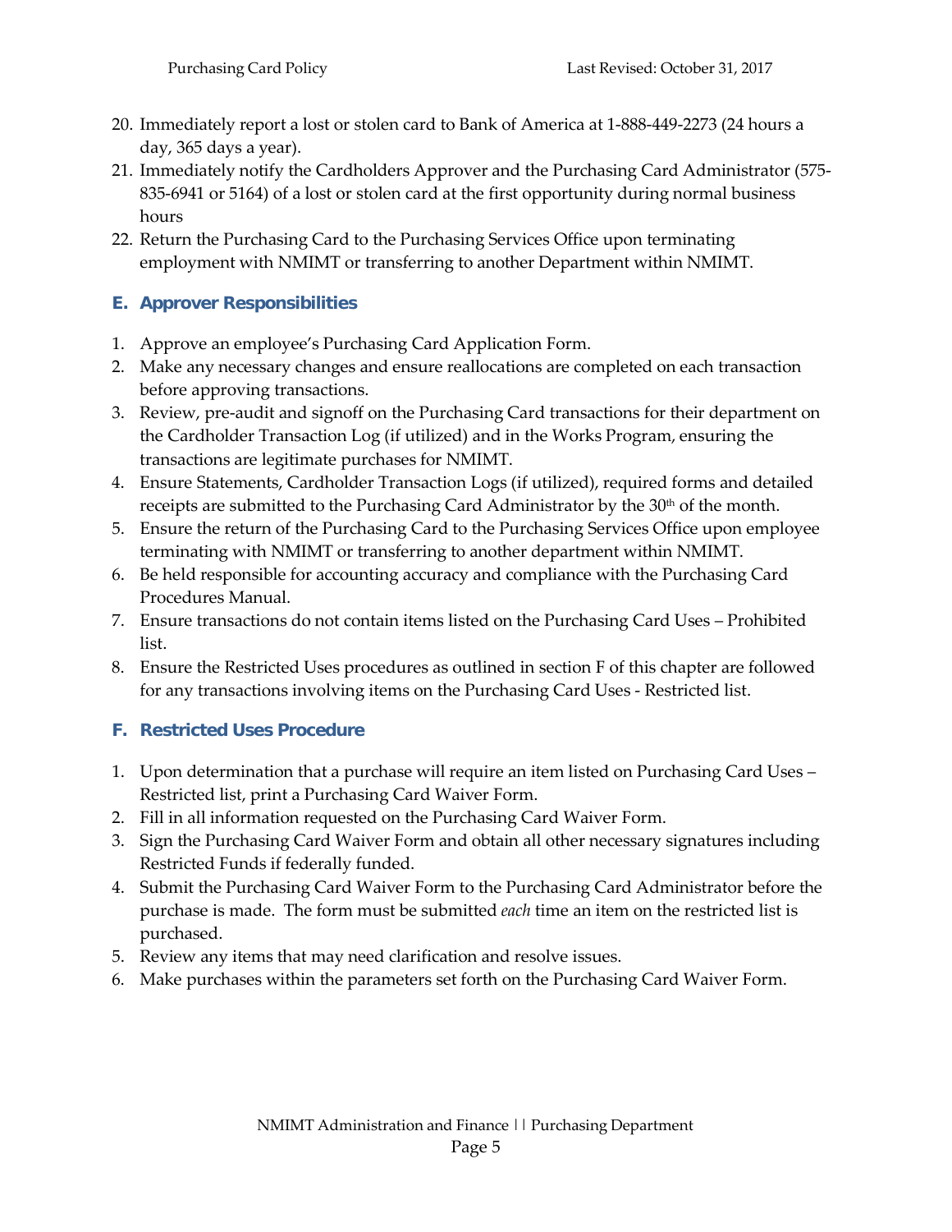20. Immediately report a lost or stolen card to Bank of America at 1-888-449-2273 (24 hours a day, 365 days a year).
21. Immediately notify the Cardholders Approver and the Purchasing Card Administrator (575-835-6941 or 5164) of a lost or stolen card at the first opportunity during normal business hours
22. Return the Purchasing Card to the Purchasing Services Office upon terminating employment with NMIMT or transferring to another Department within NMIMT.

### E. Approver Responsibilities

1. Approve an employee's Purchasing Card Application Form.
2. Make any necessary changes and ensure reallocations are completed on each transaction before approving transactions.
3. Review, pre-audit and signoff on the Purchasing Card transactions for their department on the Cardholder Transaction Log (if utilized) and in the Works Program, ensuring the transactions are legitimate purchases for NMIMT.
4. Ensure Statements, Cardholder Transaction Logs (if utilized), required forms and detailed receipts are submitted to the Purchasing Card Administrator by the 30th of the month.
5. Ensure the return of the Purchasing Card to the Purchasing Services Office upon employee terminating with NMIMT or transferring to another department within NMIMT.
6. Be held responsible for accounting accuracy and compliance with the Purchasing Card Procedures Manual.
7. Ensure transactions do not contain items listed on the Purchasing Card Uses – Prohibited list.
8. Ensure the Restricted Uses procedures as outlined in section F of this chapter are followed for any transactions involving items on the Purchasing Card Uses - Restricted list.

### F. Restricted Uses Procedure

1. Upon determination that a purchase will require an item listed on Purchasing Card Uses – Restricted list, print a Purchasing Card Waiver Form.
2. Fill in all information requested on the Purchasing Card Waiver Form.
3. Sign the Purchasing Card Waiver Form and obtain all other necessary signatures including Restricted Funds if federally funded.
4. Submit the Purchasing Card Waiver Form to the Purchasing Card Administrator before the purchase is made. The form must be submitted *each* time an item on the restricted list is purchased.
5. Review any items that may need clarification and resolve issues.
6. Make purchases within the parameters set forth on the Purchasing Card Waiver Form.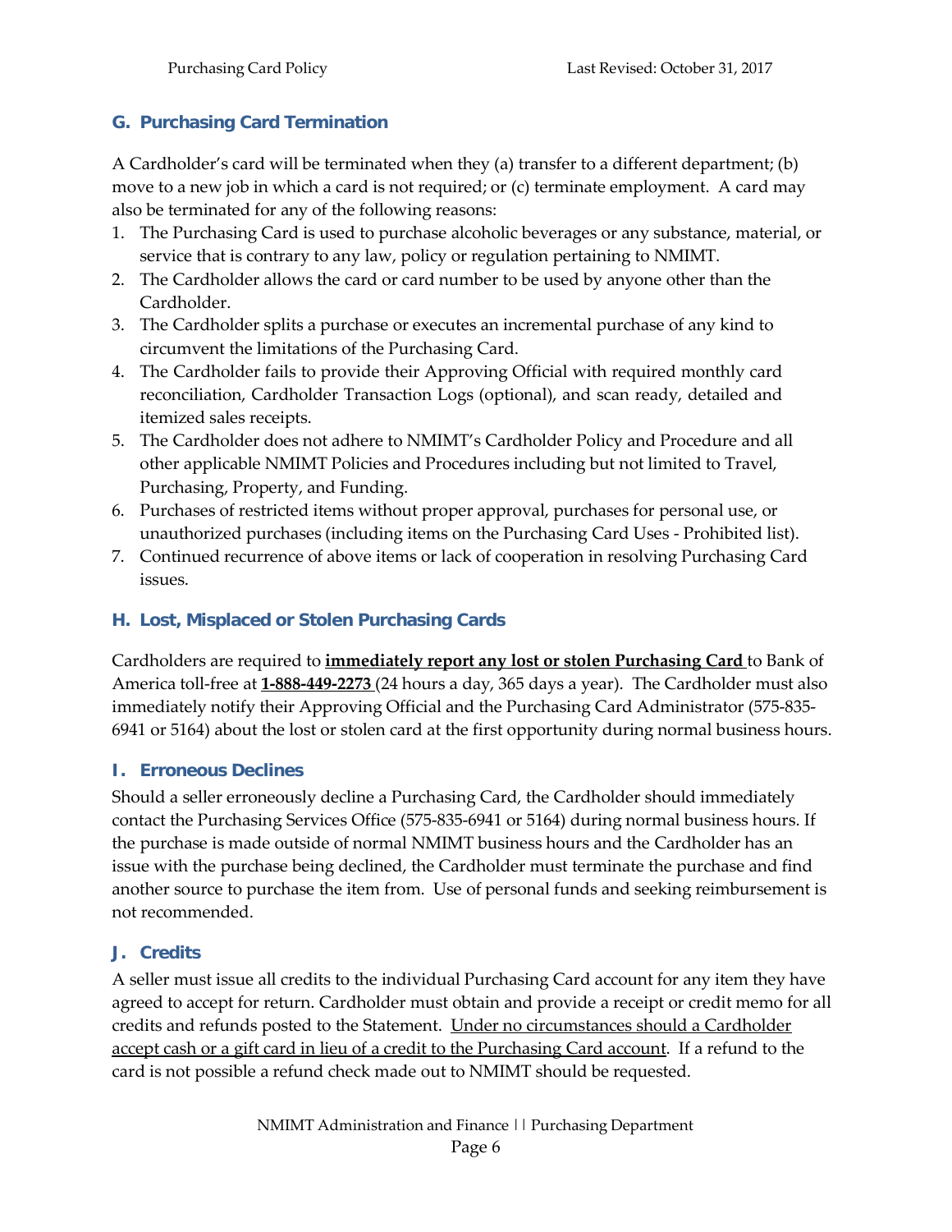## G. Purchasing Card Termination

A Cardholder's card will be terminated when they (a) transfer to a different department; (b) move to a new job in which a card is not required; or (c) terminate employment. A card may also be terminated for any of the following reasons:

1. The Purchasing Card is used to purchase alcoholic beverages or any substance, material, or service that is contrary to any law, policy or regulation pertaining to NMIMT.
2. The Cardholder allows the card or card number to be used by anyone other than the Cardholder.
3. The Cardholder splits a purchase or executes an incremental purchase of any kind to circumvent the limitations of the Purchasing Card.
4. The Cardholder fails to provide their Approving Official with required monthly card reconciliation, Cardholder Transaction Logs (optional), and scan ready, detailed and itemized sales receipts.
5. The Cardholder does not adhere to NMIMT's Cardholder Policy and Procedure and all other applicable NMIMT Policies and Procedures including but not limited to Travel, Purchasing, Property, and Funding.
6. Purchases of restricted items without proper approval, purchases for personal use, or unauthorized purchases (including items on the Purchasing Card Uses - Prohibited list).
7. Continued recurrence of above items or lack of cooperation in resolving Purchasing Card issues.

## H. Lost, Misplaced or Stolen Purchasing Cards

Cardholders are required to <u>**immediately report any lost or stolen Purchasing Card**</u> to Bank of America toll-free at <u>**1-888-449-2273**</u> (24 hours a day, 365 days a year). The Cardholder must also immediately notify their Approving Official and the Purchasing Card Administrator (575-835-6941 or 5164) about the lost or stolen card at the first opportunity during normal business hours.

## I. Erroneous Declines

Should a seller erroneously decline a Purchasing Card, the Cardholder should immediately contact the Purchasing Services Office (575-835-6941 or 5164) during normal business hours. If the purchase is made outside of normal NMIMT business hours and the Cardholder has an issue with the purchase being declined, the Cardholder must terminate the purchase and find another source to purchase the item from. Use of personal funds and seeking reimbursement is not recommended.

## J. Credits

A seller must issue all credits to the individual Purchasing Card account for any item they have agreed to accept for return. Cardholder must obtain and provide a receipt or credit memo for all credits and refunds posted to the Statement. <u>Under no circumstances should a Cardholder accept cash or a gift card in lieu of a credit to the Purchasing Card account</u>. If a refund to the card is not possible a refund check made out to NMIMT should be requested.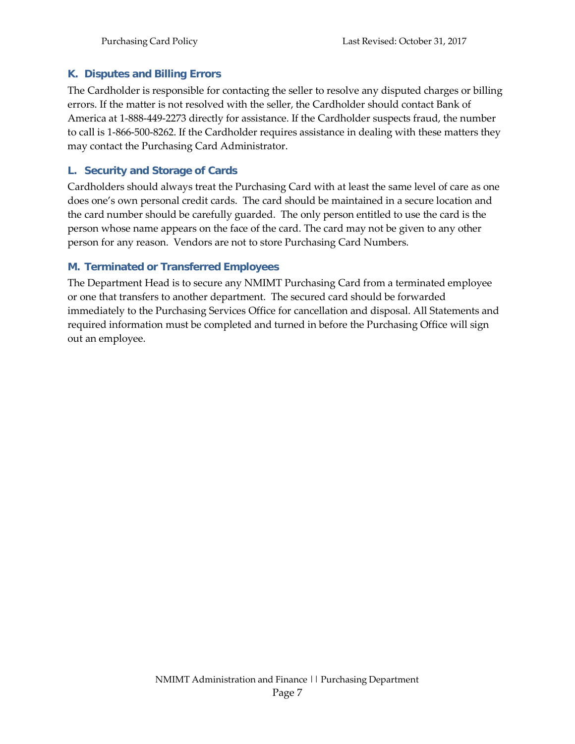## K. Disputes and Billing Errors

The Cardholder is responsible for contacting the seller to resolve any disputed charges or billing errors. If the matter is not resolved with the seller, the Cardholder should contact Bank of America at 1-888-449-2273 directly for assistance. If the Cardholder suspects fraud, the number to call is 1-866-500-8262. If the Cardholder requires assistance in dealing with these matters they may contact the Purchasing Card Administrator.

## L. Security and Storage of Cards

Cardholders should always treat the Purchasing Card with at least the same level of care as one does one's own personal credit cards. The card should be maintained in a secure location and the card number should be carefully guarded. The only person entitled to use the card is the person whose name appears on the face of the card. The card may not be given to any other person for any reason. Vendors are not to store Purchasing Card Numbers.

## M. Terminated or Transferred Employees

The Department Head is to secure any NMIMT Purchasing Card from a terminated employee or one that transfers to another department. The secured card should be forwarded immediately to the Purchasing Services Office for cancellation and disposal. All Statements and required information must be completed and turned in before the Purchasing Office will sign out an employee.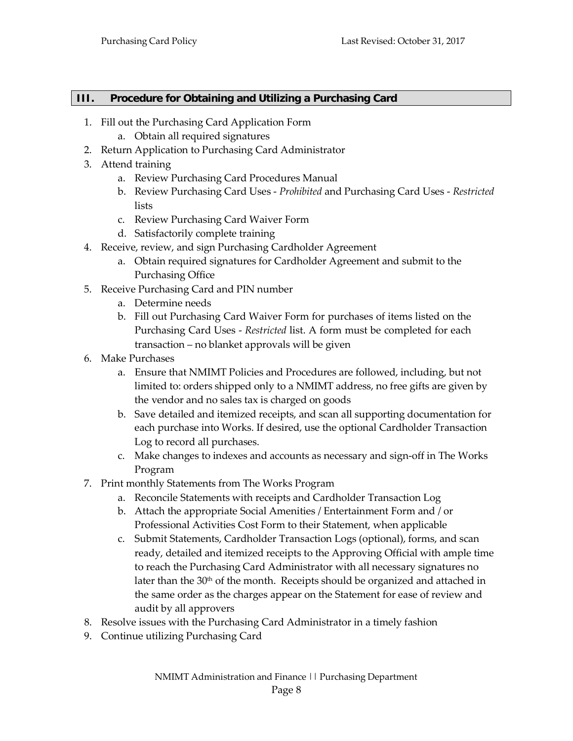## III. Procedure for Obtaining and Utilizing a Purchasing Card

1. Fill out the Purchasing Card Application Form
   a. Obtain all required signatures
2. Return Application to Purchasing Card Administrator
3. Attend training
   a. Review Purchasing Card Procedures Manual
   b. Review Purchasing Card Uses - *Prohibited* and Purchasing Card Uses - *Restricted* lists
   c. Review Purchasing Card Waiver Form
   d. Satisfactorily complete training
4. Receive, review, and sign Purchasing Cardholder Agreement
   a. Obtain required signatures for Cardholder Agreement and submit to the Purchasing Office
5. Receive Purchasing Card and PIN number
   a. Determine needs
   b. Fill out Purchasing Card Waiver Form for purchases of items listed on the Purchasing Card Uses - *Restricted* list. A form must be completed for each transaction – no blanket approvals will be given
6. Make Purchases
   a. Ensure that NMIMT Policies and Procedures are followed, including, but not limited to: orders shipped only to a NMIMT address, no free gifts are given by the vendor and no sales tax is charged on goods
   b. Save detailed and itemized receipts, and scan all supporting documentation for each purchase into Works. If desired, use the optional Cardholder Transaction Log to record all purchases.
   c. Make changes to indexes and accounts as necessary and sign-off in The Works Program
7. Print monthly Statements from The Works Program
   a. Reconcile Statements with receipts and Cardholder Transaction Log
   b. Attach the appropriate Social Amenities / Entertainment Form and / or Professional Activities Cost Form to their Statement, when applicable
   c. Submit Statements, Cardholder Transaction Logs (optional), forms, and scan ready, detailed and itemized receipts to the Approving Official with ample time to reach the Purchasing Card Administrator with all necessary signatures no later than the 30th of the month. Receipts should be organized and attached in the same order as the charges appear on the Statement for ease of review and audit by all approvers
8. Resolve issues with the Purchasing Card Administrator in a timely fashion
9. Continue utilizing Purchasing Card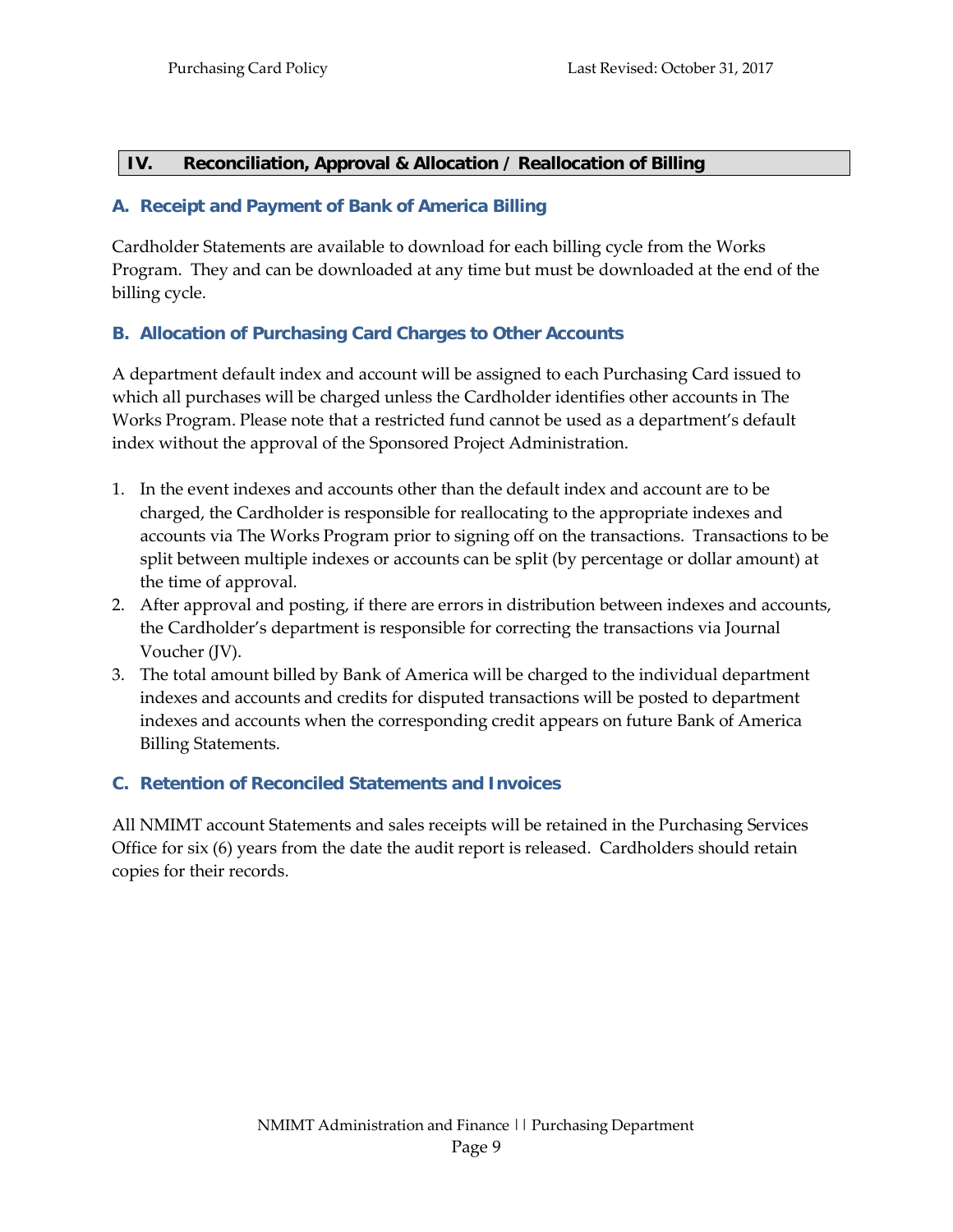## IV. Reconciliation, Approval & Allocation / Reallocation of Billing

### A. Receipt and Payment of Bank of America Billing

Cardholder Statements are available to download for each billing cycle from the Works Program. They and can be downloaded at any time but must be downloaded at the end of the billing cycle.

### B. Allocation of Purchasing Card Charges to Other Accounts

A department default index and account will be assigned to each Purchasing Card issued to which all purchases will be charged unless the Cardholder identifies other accounts in The Works Program. Please note that a restricted fund cannot be used as a department's default index without the approval of the Sponsored Project Administration.

1. In the event indexes and accounts other than the default index and account are to be charged, the Cardholder is responsible for reallocating to the appropriate indexes and accounts via The Works Program prior to signing off on the transactions. Transactions to be split between multiple indexes or accounts can be split (by percentage or dollar amount) at the time of approval.
2. After approval and posting, if there are errors in distribution between indexes and accounts, the Cardholder's department is responsible for correcting the transactions via Journal Voucher (JV).
3. The total amount billed by Bank of America will be charged to the individual department indexes and accounts and credits for disputed transactions will be posted to department indexes and accounts when the corresponding credit appears on future Bank of America Billing Statements.

### C. Retention of Reconciled Statements and Invoices

All NMIMT account Statements and sales receipts will be retained in the Purchasing Services Office for six (6) years from the date the audit report is released. Cardholders should retain copies for their records.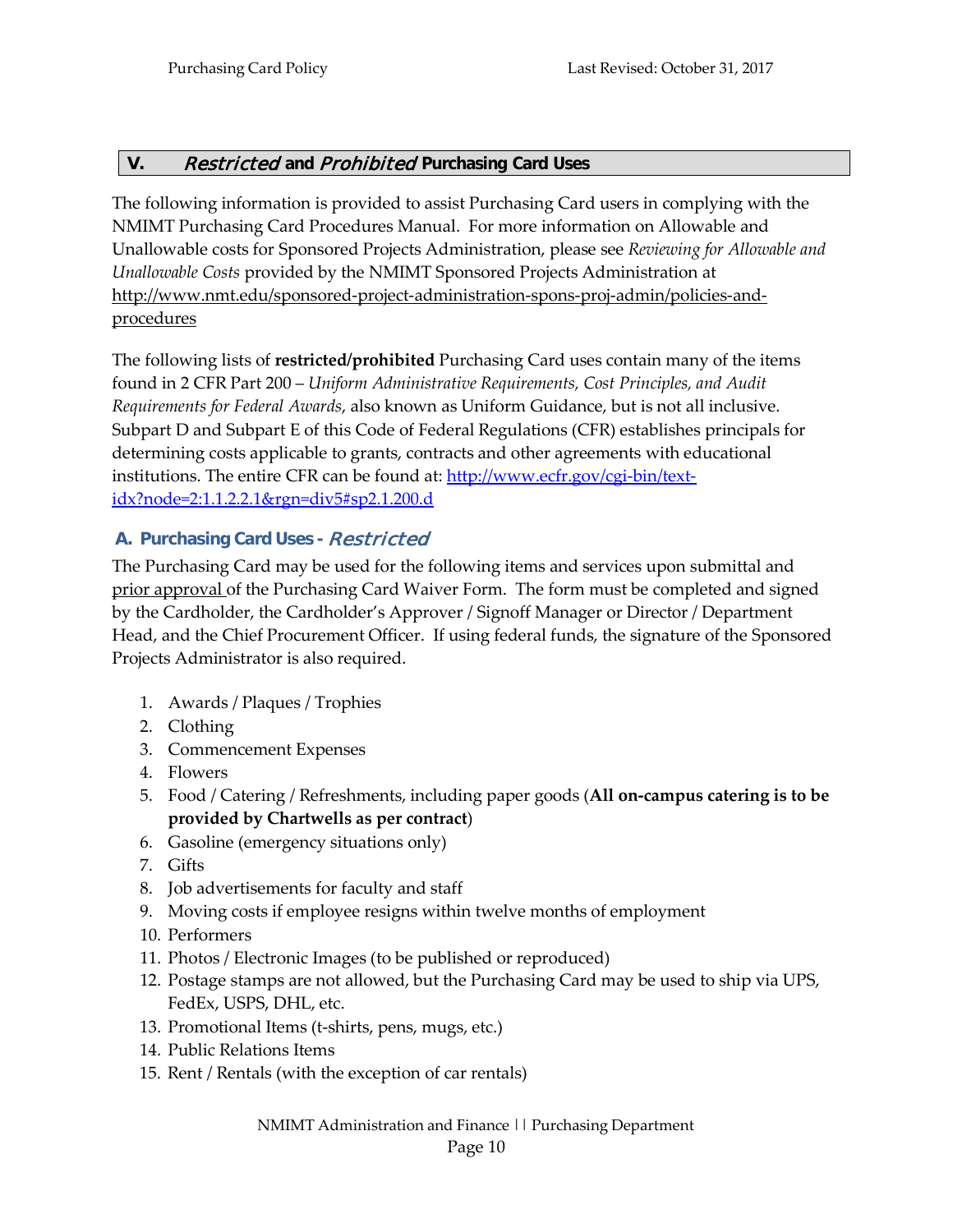## V. *Restricted* and *Prohibited* Purchasing Card Uses

The following information is provided to assist Purchasing Card users in complying with the NMIMT Purchasing Card Procedures Manual. For more information on Allowable and Unallowable costs for Sponsored Projects Administration, please see *Reviewing for Allowable and Unallowable Costs* provided by the NMIMT Sponsored Projects Administration at http://www.nmt.edu/sponsored-project-administration-spons-proj-admin/policies-and-procedures

The following lists of **restricted/prohibited** Purchasing Card uses contain many of the items found in 2 CFR Part 200 – *Uniform Administrative Requirements, Cost Principles, and Audit Requirements for Federal Awards*, also known as Uniform Guidance, but is not all inclusive. Subpart D and Subpart E of this Code of Federal Regulations (CFR) establishes principals for determining costs applicable to grants, contracts and other agreements with educational institutions. The entire CFR can be found at: http://www.ecfr.gov/cgi-bin/text-idx?node=2:1.1.2.2.1&rgn=div5#sp2.1.200.d

### A. Purchasing Card Uses - *Restricted*

The Purchasing Card may be used for the following items and services upon submittal and prior approval of the Purchasing Card Waiver Form. The form must be completed and signed by the Cardholder, the Cardholder's Approver / Signoff Manager or Director / Department Head, and the Chief Procurement Officer. If using federal funds, the signature of the Sponsored Projects Administrator is also required.

1. Awards / Plaques / Trophies
2. Clothing
3. Commencement Expenses
4. Flowers
5. Food / Catering / Refreshments, including paper goods (**All on-campus catering is to be provided by Chartwells as per contract**)
6. Gasoline (emergency situations only)
7. Gifts
8. Job advertisements for faculty and staff
9. Moving costs if employee resigns within twelve months of employment
10. Performers
11. Photos / Electronic Images (to be published or reproduced)
12. Postage stamps are not allowed, but the Purchasing Card may be used to ship via UPS, FedEx, USPS, DHL, etc.
13. Promotional Items (t-shirts, pens, mugs, etc.)
14. Public Relations Items
15. Rent / Rentals (with the exception of car rentals)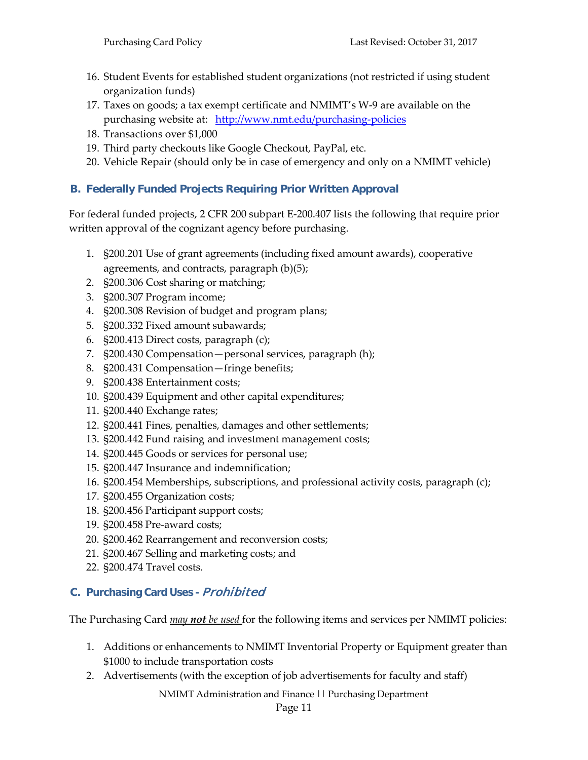16. Student Events for established student organizations (not restricted if using student organization funds)
17. Taxes on goods; a tax exempt certificate and NMIMT's W-9 are available on the purchasing website at: [http://www.nmt.edu/purchasing-policies](http://www.nmt.edu/purchasing-policies)
18. Transactions over $1,000
19. Third party checkouts like Google Checkout, PayPal, etc.
20. Vehicle Repair (should only be in case of emergency and only on a NMIMT vehicle)

### B. Federally Funded Projects Requiring Prior Written Approval

For federal funded projects, 2 CFR 200 subpart E-200.407 lists the following that require prior written approval of the cognizant agency before purchasing.

1. §200.201 Use of grant agreements (including fixed amount awards), cooperative agreements, and contracts, paragraph (b)(5);
2. §200.306 Cost sharing or matching;
3. §200.307 Program income;
4. §200.308 Revision of budget and program plans;
5. §200.332 Fixed amount subawards;
6. §200.413 Direct costs, paragraph (c);
7. §200.430 Compensation—personal services, paragraph (h);
8. §200.431 Compensation—fringe benefits;
9. §200.438 Entertainment costs;
10. §200.439 Equipment and other capital expenditures;
11. §200.440 Exchange rates;
12. §200.441 Fines, penalties, damages and other settlements;
13. §200.442 Fund raising and investment management costs;
14. §200.445 Goods or services for personal use;
15. §200.447 Insurance and indemnification;
16. §200.454 Memberships, subscriptions, and professional activity costs, paragraph (c);
17. §200.455 Organization costs;
18. §200.456 Participant support costs;
19. §200.458 Pre-award costs;
20. §200.462 Rearrangement and reconversion costs;
21. §200.467 Selling and marketing costs; and
22. §200.474 Travel costs.

### C. Purchasing Card Uses - *Prohibited*

The Purchasing Card *may **not** be used* for the following items and services per NMIMT policies:

1. Additions or enhancements to NMIMT Inventorial Property or Equipment greater than $1000 to include transportation costs
2. Advertisements (with the exception of job advertisements for faculty and staff)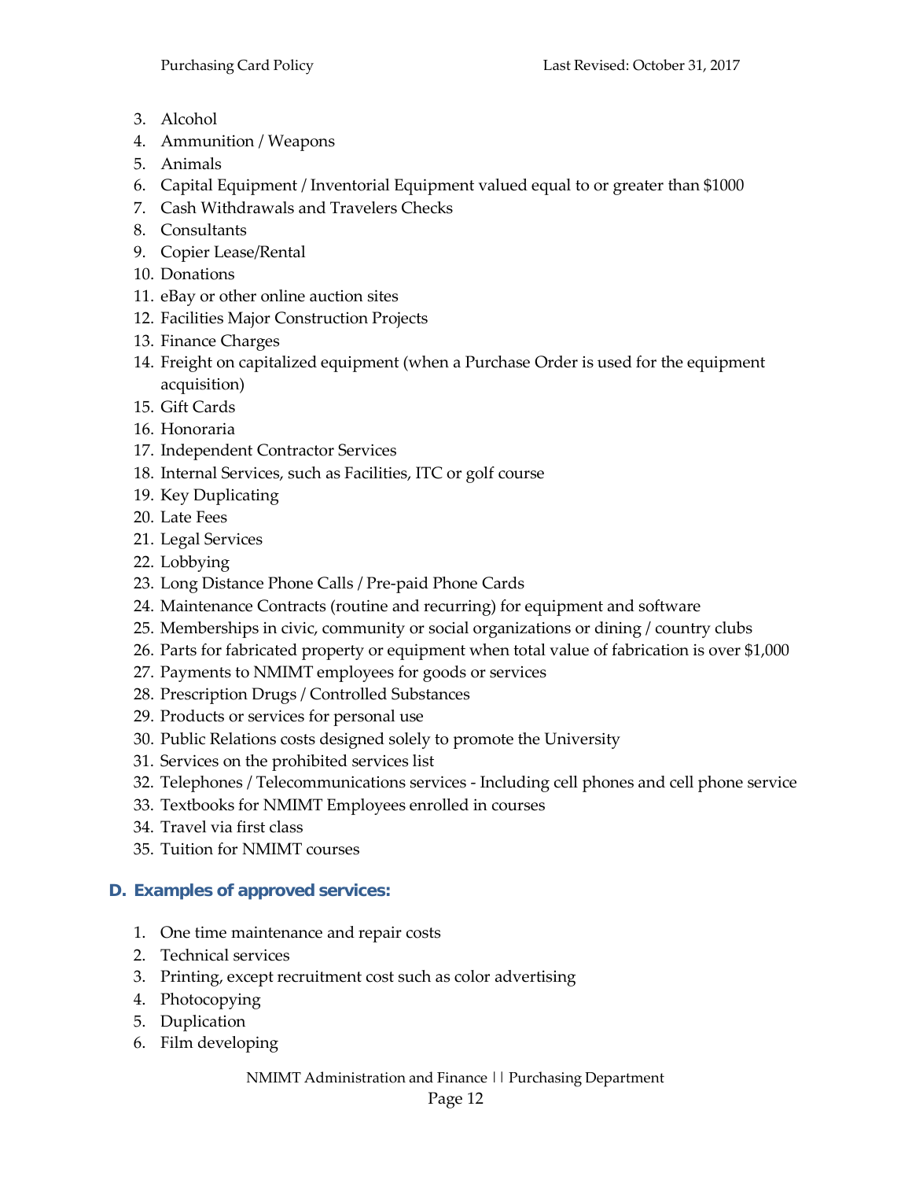3. Alcohol
4. Ammunition / Weapons
5. Animals
6. Capital Equipment / Inventorial Equipment valued equal to or greater than $1000
7. Cash Withdrawals and Travelers Checks
8. Consultants
9. Copier Lease/Rental
10. Donations
11. eBay or other online auction sites
12. Facilities Major Construction Projects
13. Finance Charges
14. Freight on capitalized equipment (when a Purchase Order is used for the equipment acquisition)
15. Gift Cards
16. Honoraria
17. Independent Contractor Services
18. Internal Services, such as Facilities, ITC or golf course
19. Key Duplicating
20. Late Fees
21. Legal Services
22. Lobbying
23. Long Distance Phone Calls / Pre-paid Phone Cards
24. Maintenance Contracts (routine and recurring) for equipment and software
25. Memberships in civic, community or social organizations or dining / country clubs
26. Parts for fabricated property or equipment when total value of fabrication is over $1,000
27. Payments to NMIMT employees for goods or services
28. Prescription Drugs / Controlled Substances
29. Products or services for personal use
30. Public Relations costs designed solely to promote the University
31. Services on the prohibited services list
32. Telephones / Telecommunications services - Including cell phones and cell phone service
33. Textbooks for NMIMT Employees enrolled in courses
34. Travel via first class
35. Tuition for NMIMT courses

### D. Examples of approved services:

1. One time maintenance and repair costs
2. Technical services
3. Printing, except recruitment cost such as color advertising
4. Photocopying
5. Duplication
6. Film developing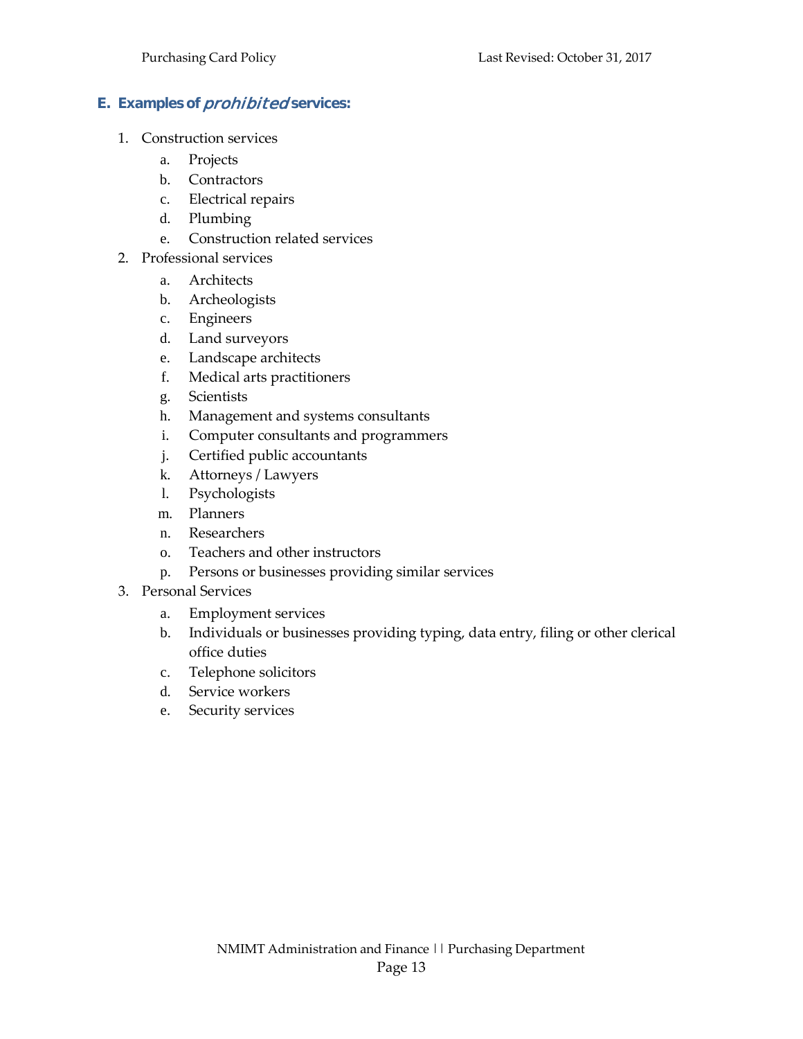### E. Examples of *prohibited* services:

1. Construction services
    a. Projects
    b. Contractors
    c. Electrical repairs
    d. Plumbing
    e. Construction related services
2. Professional services
    a. Architects
    b. Archeologists
    c. Engineers
    d. Land surveyors
    e. Landscape architects
    f. Medical arts practitioners
    g. Scientists
    h. Management and systems consultants
    i. Computer consultants and programmers
    j. Certified public accountants
    k. Attorneys / Lawyers
    l. Psychologists
    m. Planners
    n. Researchers
    o. Teachers and other instructors
    p. Persons or businesses providing similar services
3. Personal Services
    a. Employment services
    b. Individuals or businesses providing typing, data entry, filing or other clerical office duties
    c. Telephone solicitors
    d. Service workers
    e. Security services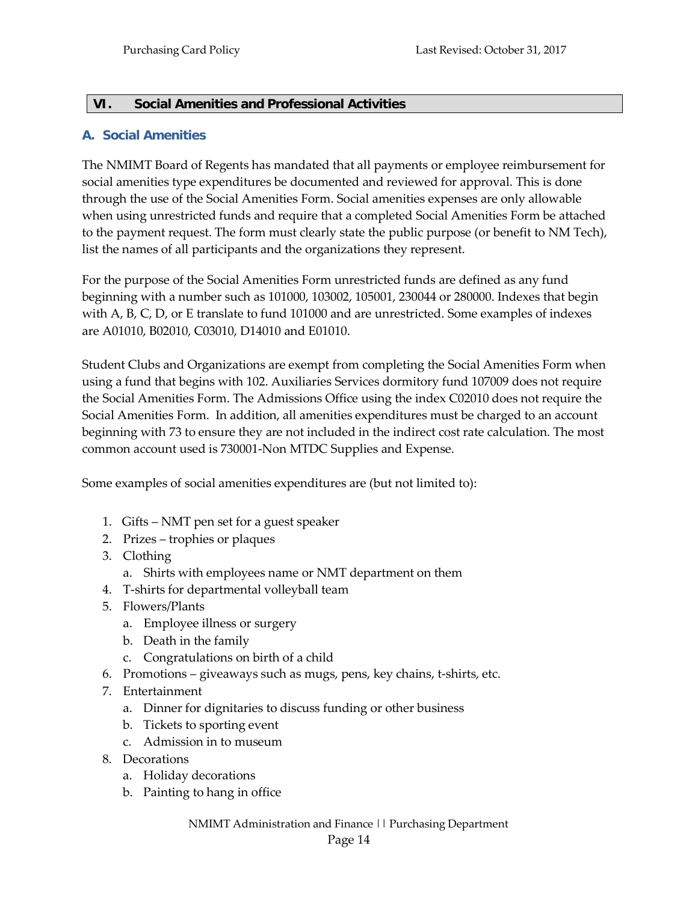## VI. Social Amenities and Professional Activities

### A. Social Amenities

The NMIMT Board of Regents has mandated that all payments or employee reimbursement for social amenities type expenditures be documented and reviewed for approval. This is done through the use of the Social Amenities Form. Social amenities expenses are only allowable when using unrestricted funds and require that a completed Social Amenities Form be attached to the payment request. The form must clearly state the public purpose (or benefit to NM Tech), list the names of all participants and the organizations they represent.

For the purpose of the Social Amenities Form unrestricted funds are defined as any fund beginning with a number such as 101000, 103002, 105001, 230044 or 280000. Indexes that begin with A, B, C, D, or E translate to fund 101000 and are unrestricted. Some examples of indexes are A01010, B02010, C03010, D14010 and E01010.

Student Clubs and Organizations are exempt from completing the Social Amenities Form when using a fund that begins with 102. Auxiliaries Services dormitory fund 107009 does not require the Social Amenities Form. The Admissions Office using the index C02010 does not require the Social Amenities Form. In addition, all amenities expenditures must be charged to an account beginning with 73 to ensure they are not included in the indirect cost rate calculation. The most common account used is 730001-Non MTDC Supplies and Expense.

Some examples of social amenities expenditures are (but not limited to):

1. Gifts – NMT pen set for a guest speaker
2. Prizes – trophies or plaques
3. Clothing
   a. Shirts with employees name or NMT department on them
4. T-shirts for departmental volleyball team
5. Flowers/Plants
   a. Employee illness or surgery
   b. Death in the family
   c. Congratulations on birth of a child
6. Promotions – giveaways such as mugs, pens, key chains, t-shirts, etc.
7. Entertainment
   a. Dinner for dignitaries to discuss funding or other business
   b. Tickets to sporting event
   c. Admission in to museum
8. Decorations
   a. Holiday decorations
   b. Painting to hang in office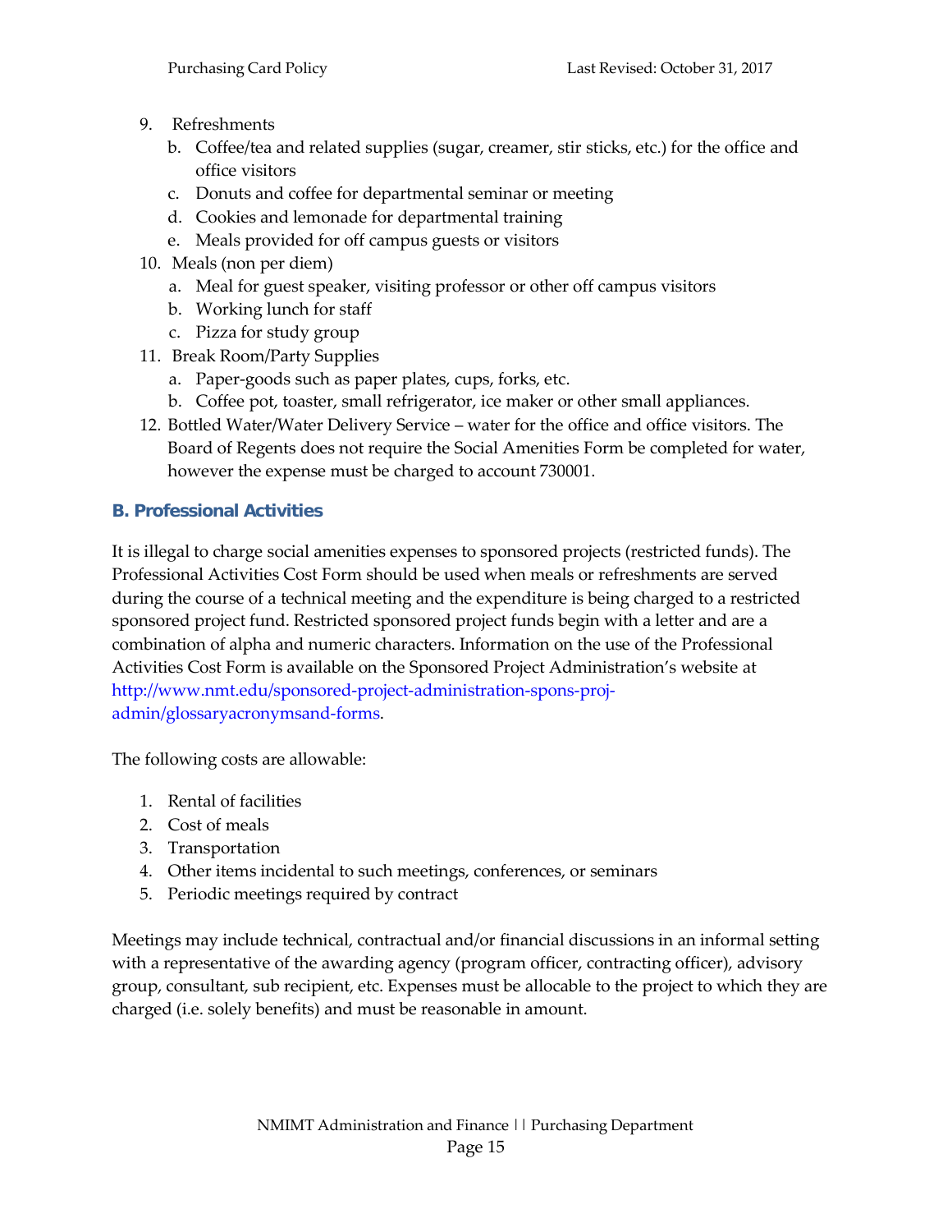9. Refreshments
    b. Coffee/tea and related supplies (sugar, creamer, stir sticks, etc.) for the office and office visitors
    c. Donuts and coffee for departmental seminar or meeting
    d. Cookies and lemonade for departmental training
    e. Meals provided for off campus guests or visitors
10. Meals (non per diem)
    a. Meal for guest speaker, visiting professor or other off campus visitors
    b. Working lunch for staff
    c. Pizza for study group
11. Break Room/Party Supplies
    a. Paper-goods such as paper plates, cups, forks, etc.
    b. Coffee pot, toaster, small refrigerator, ice maker or other small appliances.
12. Bottled Water/Water Delivery Service – water for the office and office visitors. The Board of Regents does not require the Social Amenities Form be completed for water, however the expense must be charged to account 730001.

### B. Professional Activities

It is illegal to charge social amenities expenses to sponsored projects (restricted funds). The Professional Activities Cost Form should be used when meals or refreshments are served during the course of a technical meeting and the expenditure is being charged to a restricted sponsored project fund. Restricted sponsored project funds begin with a letter and are a combination of alpha and numeric characters. Information on the use of the Professional Activities Cost Form is available on the Sponsored Project Administration's website at http://www.nmt.edu/sponsored-project-administration-spons-proj-admin/glossaryacronymsand-forms.

The following costs are allowable:

1. Rental of facilities
2. Cost of meals
3. Transportation
4. Other items incidental to such meetings, conferences, or seminars
5. Periodic meetings required by contract

Meetings may include technical, contractual and/or financial discussions in an informal setting with a representative of the awarding agency (program officer, contracting officer), advisory group, consultant, sub recipient, etc. Expenses must be allocable to the project to which they are charged (i.e. solely benefits) and must be reasonable in amount.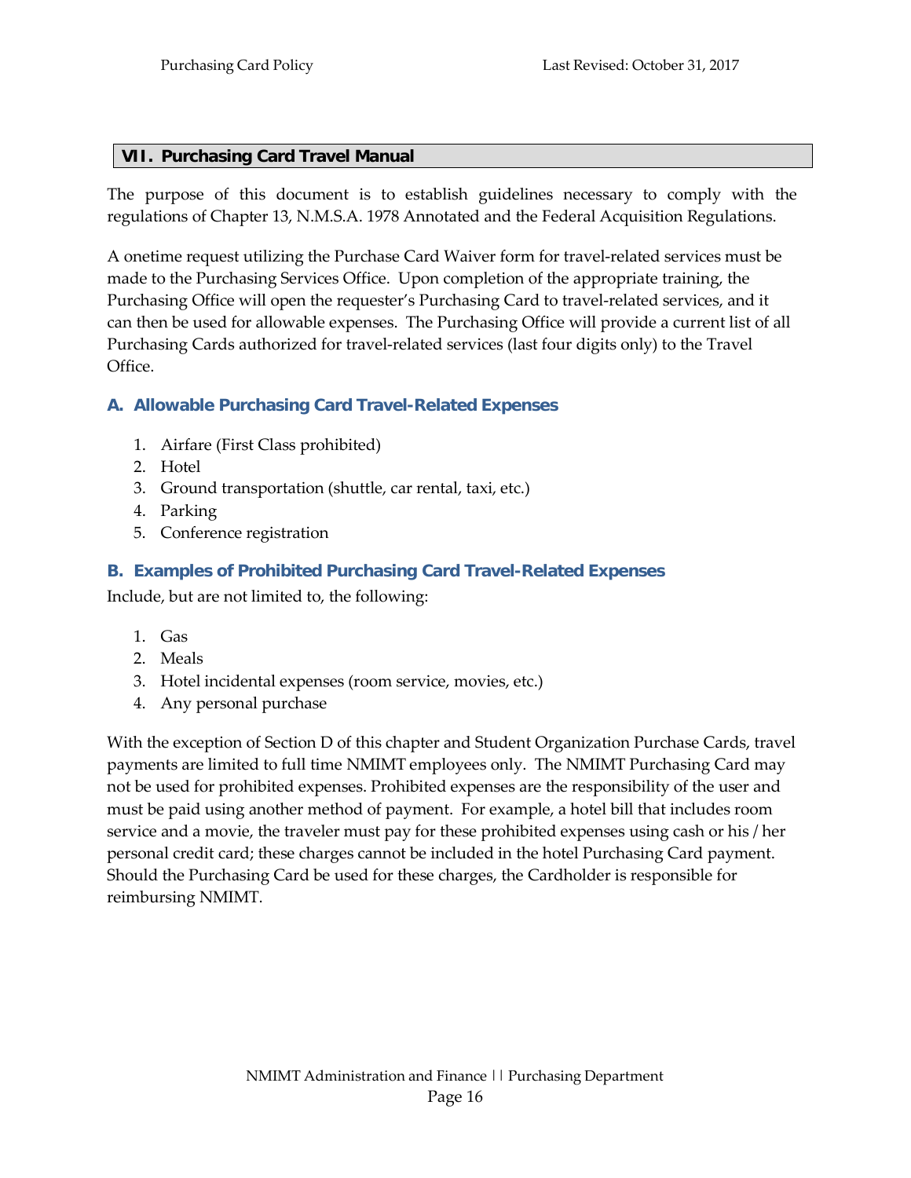## VII. Purchasing Card Travel Manual

The purpose of this document is to establish guidelines necessary to comply with the regulations of Chapter 13, N.M.S.A. 1978 Annotated and the Federal Acquisition Regulations.

A onetime request utilizing the Purchase Card Waiver form for travel-related services must be made to the Purchasing Services Office. Upon completion of the appropriate training, the Purchasing Office will open the requester's Purchasing Card to travel-related services, and it can then be used for allowable expenses. The Purchasing Office will provide a current list of all Purchasing Cards authorized for travel-related services (last four digits only) to the Travel Office.

### A. Allowable Purchasing Card Travel-Related Expenses

1. Airfare (First Class prohibited)
2. Hotel
3. Ground transportation (shuttle, car rental, taxi, etc.)
4. Parking
5. Conference registration

### B. Examples of Prohibited Purchasing Card Travel-Related Expenses

Include, but are not limited to, the following:

1. Gas
2. Meals
3. Hotel incidental expenses (room service, movies, etc.)
4. Any personal purchase

With the exception of Section D of this chapter and Student Organization Purchase Cards, travel payments are limited to full time NMIMT employees only. The NMIMT Purchasing Card may not be used for prohibited expenses. Prohibited expenses are the responsibility of the user and must be paid using another method of payment. For example, a hotel bill that includes room service and a movie, the traveler must pay for these prohibited expenses using cash or his / her personal credit card; these charges cannot be included in the hotel Purchasing Card payment. Should the Purchasing Card be used for these charges, the Cardholder is responsible for reimbursing NMIMT.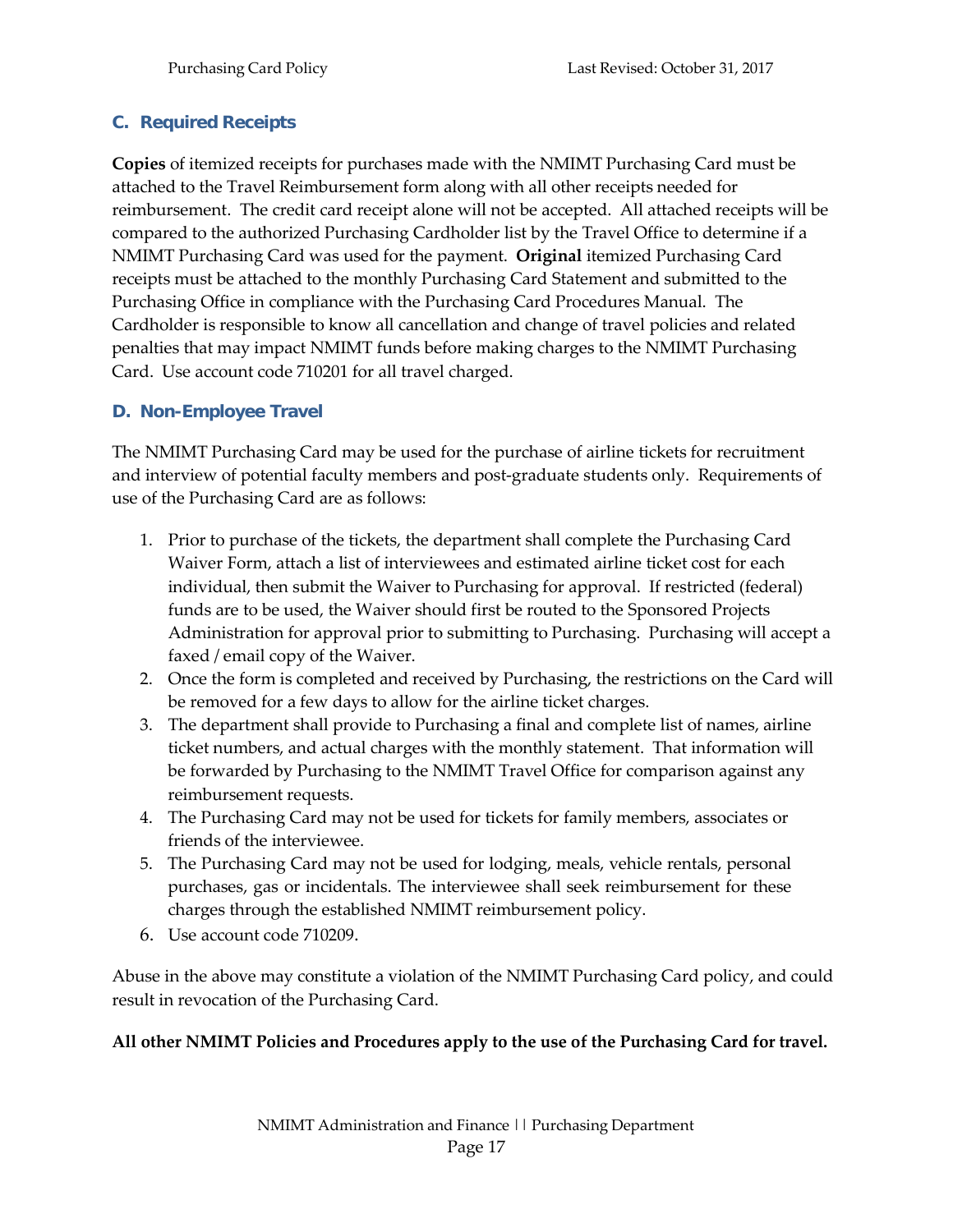### C. Required Receipts

**Copies** of itemized receipts for purchases made with the NMIMT Purchasing Card must be attached to the Travel Reimbursement form along with all other receipts needed for reimbursement. The credit card receipt alone will not be accepted. All attached receipts will be compared to the authorized Purchasing Cardholder list by the Travel Office to determine if a NMIMT Purchasing Card was used for the payment. **Original** itemized Purchasing Card receipts must be attached to the monthly Purchasing Card Statement and submitted to the Purchasing Office in compliance with the Purchasing Card Procedures Manual. The Cardholder is responsible to know all cancellation and change of travel policies and related penalties that may impact NMIMT funds before making charges to the NMIMT Purchasing Card. Use account code 710201 for all travel charged.

### D. Non-Employee Travel

The NMIMT Purchasing Card may be used for the purchase of airline tickets for recruitment and interview of potential faculty members and post-graduate students only. Requirements of use of the Purchasing Card are as follows:

1. Prior to purchase of the tickets, the department shall complete the Purchasing Card Waiver Form, attach a list of interviewees and estimated airline ticket cost for each individual, then submit the Waiver to Purchasing for approval. If restricted (federal) funds are to be used, the Waiver should first be routed to the Sponsored Projects Administration for approval prior to submitting to Purchasing. Purchasing will accept a faxed / email copy of the Waiver.
2. Once the form is completed and received by Purchasing, the restrictions on the Card will be removed for a few days to allow for the airline ticket charges.
3. The department shall provide to Purchasing a final and complete list of names, airline ticket numbers, and actual charges with the monthly statement. That information will be forwarded by Purchasing to the NMIMT Travel Office for comparison against any reimbursement requests.
4. The Purchasing Card may not be used for tickets for family members, associates or friends of the interviewee.
5. The Purchasing Card may not be used for lodging, meals, vehicle rentals, personal purchases, gas or incidentals. The interviewee shall seek reimbursement for these charges through the established NMIMT reimbursement policy.
6. Use account code 710209.

Abuse in the above may constitute a violation of the NMIMT Purchasing Card policy, and could result in revocation of the Purchasing Card.

**All other NMIMT Policies and Procedures apply to the use of the Purchasing Card for travel.**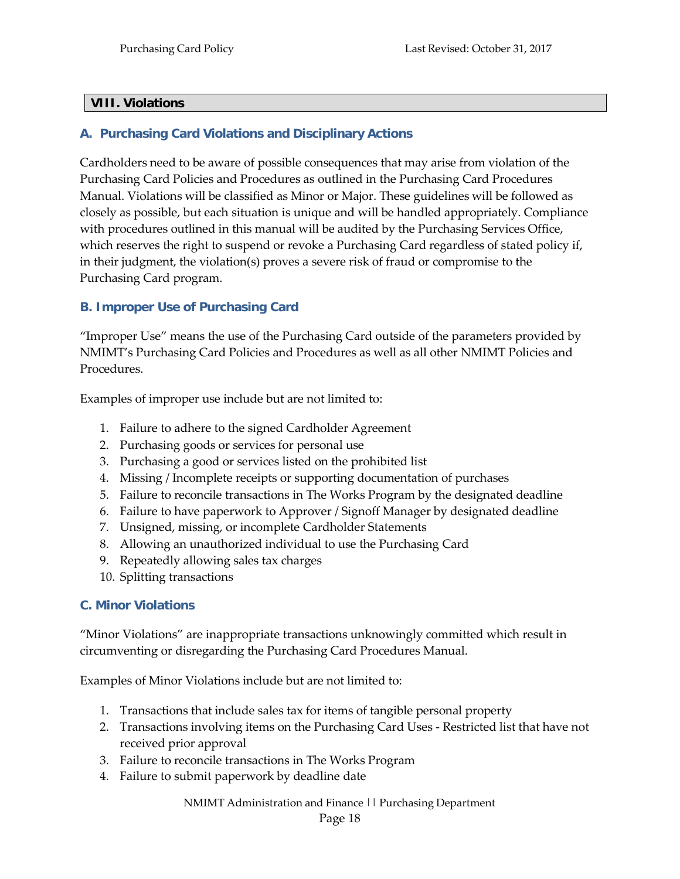## VIII. Violations

### A. Purchasing Card Violations and Disciplinary Actions

Cardholders need to be aware of possible consequences that may arise from violation of the Purchasing Card Policies and Procedures as outlined in the Purchasing Card Procedures Manual. Violations will be classified as Minor or Major. These guidelines will be followed as closely as possible, but each situation is unique and will be handled appropriately. Compliance with procedures outlined in this manual will be audited by the Purchasing Services Office, which reserves the right to suspend or revoke a Purchasing Card regardless of stated policy if, in their judgment, the violation(s) proves a severe risk of fraud or compromise to the Purchasing Card program.

### B. Improper Use of Purchasing Card

"Improper Use" means the use of the Purchasing Card outside of the parameters provided by NMIMT's Purchasing Card Policies and Procedures as well as all other NMIMT Policies and Procedures.

Examples of improper use include but are not limited to:

1. Failure to adhere to the signed Cardholder Agreement
2. Purchasing goods or services for personal use
3. Purchasing a good or services listed on the prohibited list
4. Missing / Incomplete receipts or supporting documentation of purchases
5. Failure to reconcile transactions in The Works Program by the designated deadline
6. Failure to have paperwork to Approver / Signoff Manager by designated deadline
7. Unsigned, missing, or incomplete Cardholder Statements
8. Allowing an unauthorized individual to use the Purchasing Card
9. Repeatedly allowing sales tax charges
10. Splitting transactions

### C. Minor Violations

"Minor Violations" are inappropriate transactions unknowingly committed which result in circumventing or disregarding the Purchasing Card Procedures Manual.

Examples of Minor Violations include but are not limited to:

1. Transactions that include sales tax for items of tangible personal property
2. Transactions involving items on the Purchasing Card Uses - Restricted list that have not received prior approval
3. Failure to reconcile transactions in The Works Program
4. Failure to submit paperwork by deadline date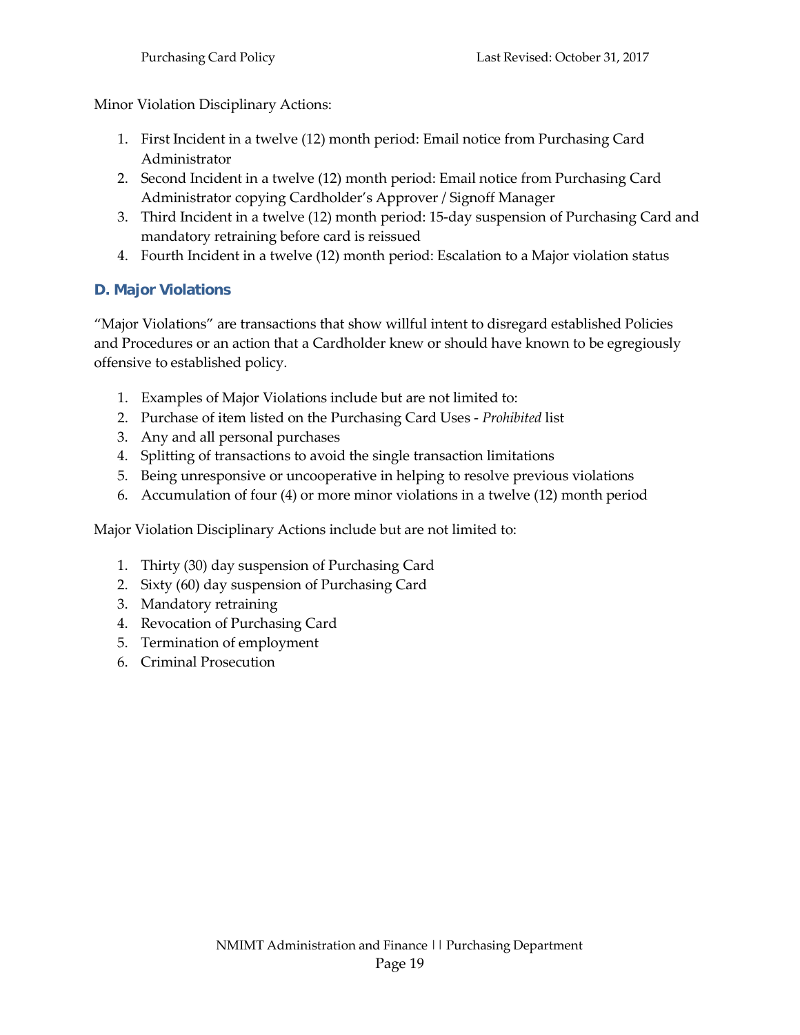Minor Violation Disciplinary Actions:

1. First Incident in a twelve (12) month period: Email notice from Purchasing Card Administrator
2. Second Incident in a twelve (12) month period: Email notice from Purchasing Card Administrator copying Cardholder's Approver / Signoff Manager
3. Third Incident in a twelve (12) month period: 15-day suspension of Purchasing Card and mandatory retraining before card is reissued
4. Fourth Incident in a twelve (12) month period: Escalation to a Major violation status

### D. Major Violations

"Major Violations" are transactions that show willful intent to disregard established Policies and Procedures or an action that a Cardholder knew or should have known to be egregiously offensive to established policy.

1. Examples of Major Violations include but are not limited to:
2. Purchase of item listed on the Purchasing Card Uses - *Prohibited* list
3. Any and all personal purchases
4. Splitting of transactions to avoid the single transaction limitations
5. Being unresponsive or uncooperative in helping to resolve previous violations
6. Accumulation of four (4) or more minor violations in a twelve (12) month period

Major Violation Disciplinary Actions include but are not limited to:

1. Thirty (30) day suspension of Purchasing Card
2. Sixty (60) day suspension of Purchasing Card
3. Mandatory retraining
4. Revocation of Purchasing Card
5. Termination of employment
6. Criminal Prosecution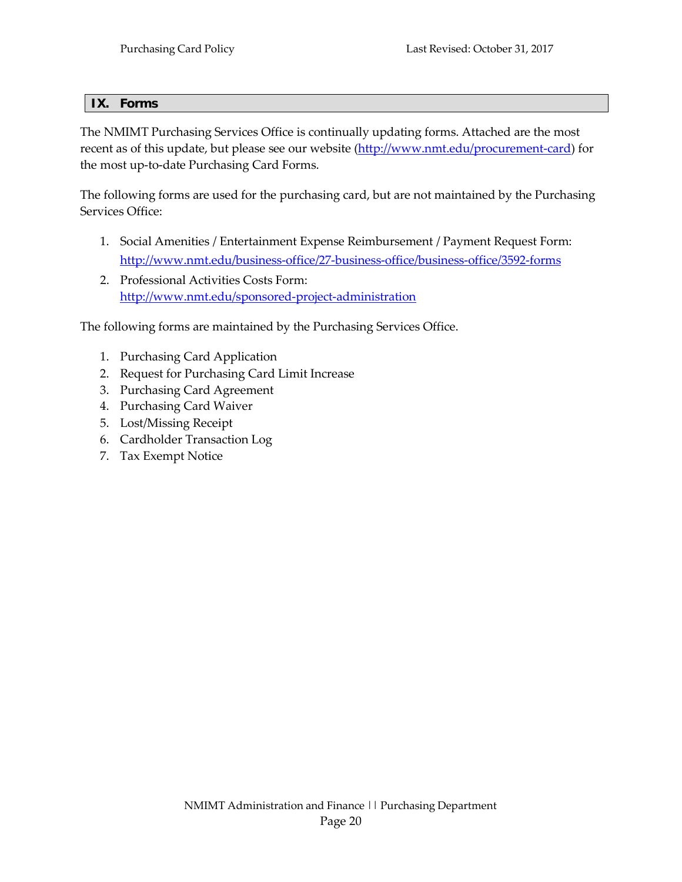## IX. Forms

The NMIMT Purchasing Services Office is continually updating forms. Attached are the most recent as of this update, but please see our website (http://www.nmt.edu/procurement-card) for the most up-to-date Purchasing Card Forms.

The following forms are used for the purchasing card, but are not maintained by the Purchasing Services Office:

1. Social Amenities / Entertainment Expense Reimbursement / Payment Request Form: http://www.nmt.edu/business-office/27-business-office/business-office/3592-forms
2. Professional Activities Costs Form: http://www.nmt.edu/sponsored-project-administration

The following forms are maintained by the Purchasing Services Office.

1. Purchasing Card Application
2. Request for Purchasing Card Limit Increase
3. Purchasing Card Agreement
4. Purchasing Card Waiver
5. Lost/Missing Receipt
6. Cardholder Transaction Log
7. Tax Exempt Notice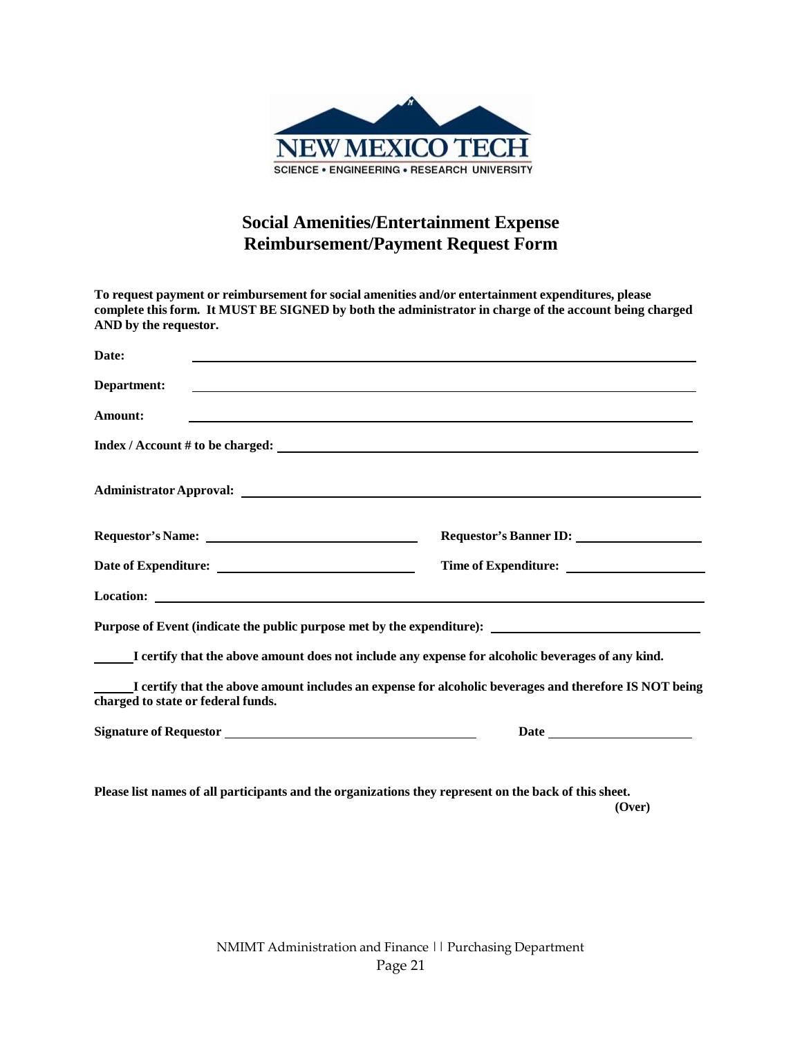NEW MEXICO TECH

SCIENCE • ENGINEERING • RESEARCH UNIVERSITY

# Social Amenities/Entertainment Expense Reimbursement/Payment Request Form

**To request payment or reimbursement for social amenities and/or entertainment expenditures, please complete this form. It MUST BE SIGNED by both the administrator in charge of the account being charged AND by the requestor.**

**Date:** ______________________________

**Department:** ______________________________

**Amount:** ______________________________

**Index / Account # to be charged:** ______________________________

**Administrator Approval:** ______________________________

**Requestor's Name:** ______________________________ **Requestor's Banner ID:** ______________________________

**Date of Expenditure:** ______________________________ **Time of Expenditure:** ______________________________

**Location:** ______________________________

**Purpose of Event (indicate the public purpose met by the expenditure):** ______________________________

______ **I certify that the above amount does not include any expense for alcoholic beverages of any kind.**

______ **I certify that the above amount includes an expense for alcoholic beverages and therefore IS NOT being charged to state or federal funds.**

**Signature of Requestor** ______________________________ **Date** ______________________________

**Please list names of all participants and the organizations they represent on the back of this sheet.**

**(Over)**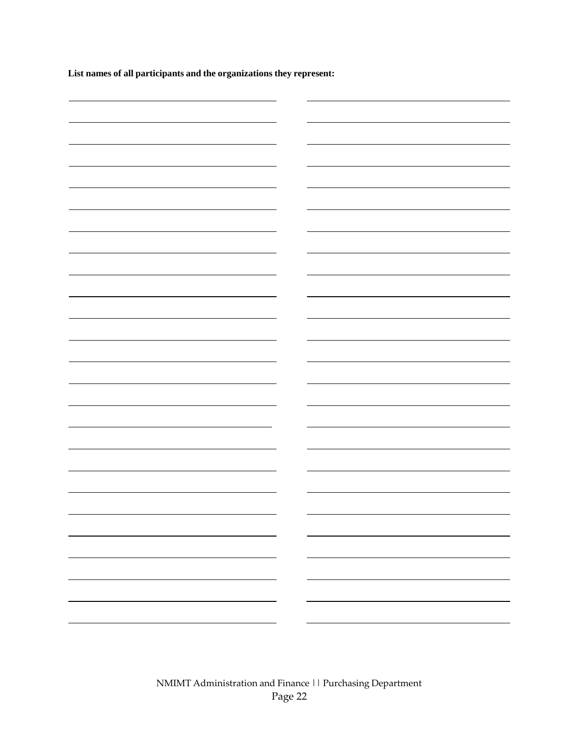**List names of all participants and the organizations they represent:**

| | |
|---|---|
| ________________________________ | ________________________________ |
| ________________________________ | ________________________________ |
| ________________________________ | ________________________________ |
| ________________________________ | ________________________________ |
| ________________________________ | ________________________________ |
| ________________________________ | ________________________________ |
| ________________________________ | ________________________________ |
| ________________________________ | ________________________________ |
| ________________________________ | ________________________________ |
| ________________________________ | ________________________________ |
| ________________________________ | ________________________________ |
| ________________________________ | ________________________________ |
| ________________________________ | ________________________________ |
| ________________________________ | ________________________________ |
| ________________________________ | ________________________________ |
| ________________________________ | ________________________________ |
| ________________________________ | ________________________________ |
| ________________________________ | ________________________________ |
| ________________________________ | ________________________________ |
| ________________________________ | ________________________________ |
| ________________________________ | ________________________________ |
| ________________________________ | ________________________________ |
| ________________________________ | ________________________________ |
| ________________________________ | ________________________________ |
| ________________________________ | ________________________________ |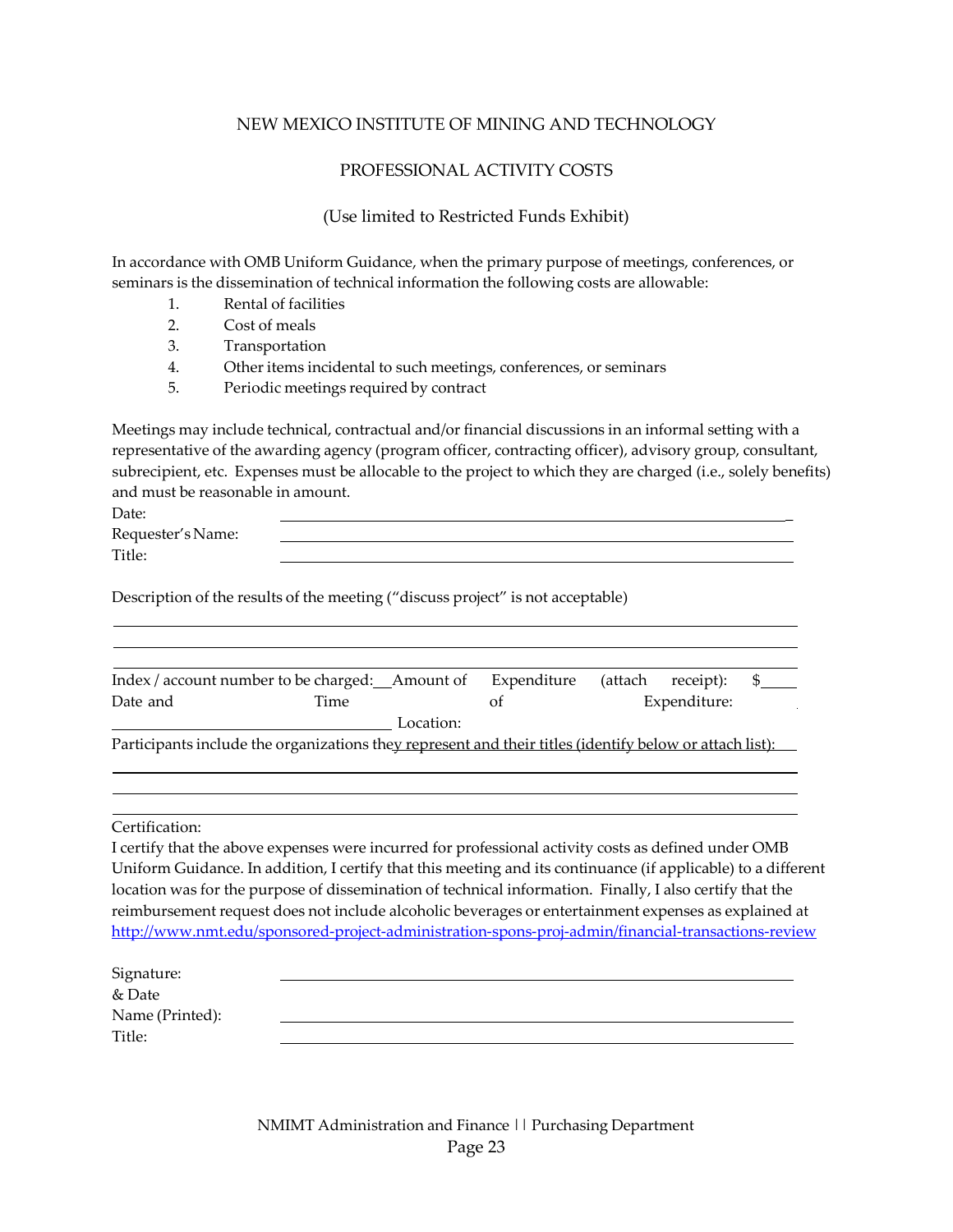NEW MEXICO INSTITUTE OF MINING AND TECHNOLOGY

PROFESSIONAL ACTIVITY COSTS

(Use limited to Restricted Funds Exhibit)

In accordance with OMB Uniform Guidance, when the primary purpose of meetings, conferences, or seminars is the dissemination of technical information the following costs are allowable:

1. Rental of facilities
2. Cost of meals
3. Transportation
4. Other items incidental to such meetings, conferences, or seminars
5. Periodic meetings required by contract

Meetings may include technical, contractual and/or financial discussions in an informal setting with a representative of the awarding agency (program officer, contracting officer), advisory group, consultant, subrecipient, etc. Expenses must be allocable to the project to which they are charged (i.e., solely benefits) and must be reasonable in amount.

Date: ______________________________

Requester's Name: ______________________________

Title: ______________________________

Description of the results of the meeting ("discuss project" is not acceptable)

______________________________

______________________________

______________________________

Index / account number to be charged: ____ Amount of Expenditure (attach receipt): $____

Date and Time of Expenditure:

______________________________ Location:

Participants include the organizations they represent and their titles (identify below or attach list): ____

______________________________

______________________________

______________________________

Certification:

I certify that the above expenses were incurred for professional activity costs as defined under OMB Uniform Guidance. In addition, I certify that this meeting and its continuance (if applicable) to a different location was for the purpose of dissemination of technical information. Finally, I also certify that the reimbursement request does not include alcoholic beverages or entertainment expenses as explained at http://www.nmt.edu/sponsored-project-administration-spons-proj-admin/financial-transactions-review

Signature: & Date ______________________________

Name (Printed): ______________________________

Title: ______________________________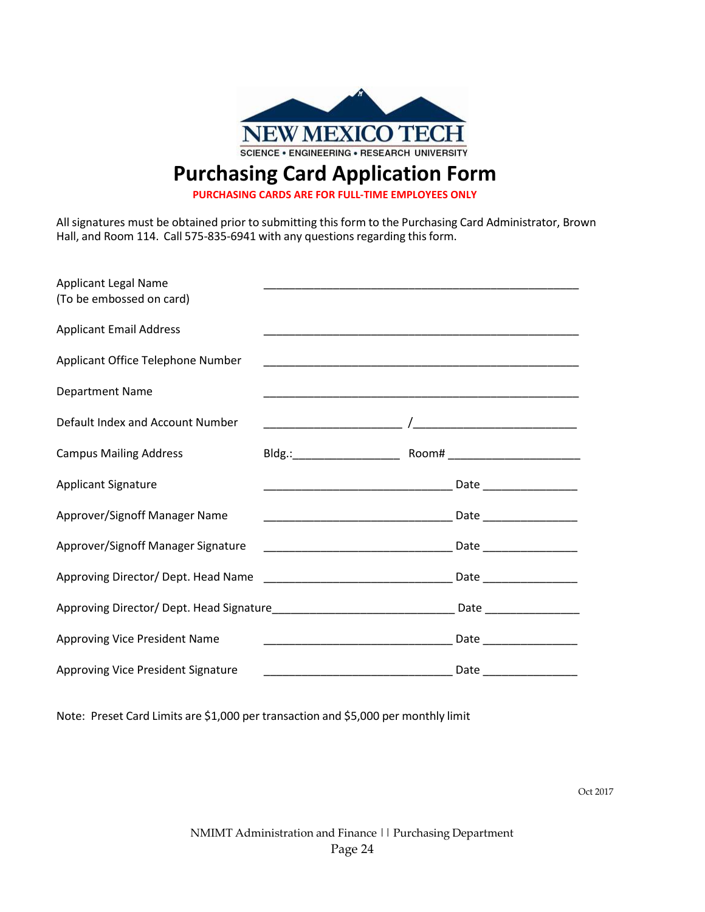NEW MEXICO TECH

SCIENCE • ENGINEERING • RESEARCH UNIVERSITY

# Purchasing Card Application Form

**PURCHASING CARDS ARE FOR FULL-TIME EMPLOYEES ONLY**

All signatures must be obtained prior to submitting this form to the Purchasing Card Administrator, Brown Hall, and Room 114. Call 575-835-6941 with any questions regarding this form.

Applicant Legal Name (To be embossed on card) ____________________________________________________

Applicant Email Address ____________________________________________________

Applicant Office Telephone Number ____________________________________________________

Department Name ____________________________________________________

Default Index and Account Number ______________________ /__________________________

Campus Mailing Address Bldg.:__________________ Room# ______________________

Applicant Signature ______________________________ Date _______________

Approver/Signoff Manager Name ______________________________ Date _______________

Approver/Signoff Manager Signature ______________________________ Date _______________

Approving Director/ Dept. Head Name ______________________________ Date _______________

Approving Director/ Dept. Head Signature______________________________ Date _______________

Approving Vice President Name ______________________________ Date _______________

Approving Vice President Signature ______________________________ Date _______________

Note: Preset Card Limits are $1,000 per transaction and $5,000 per monthly limit

Oct 2017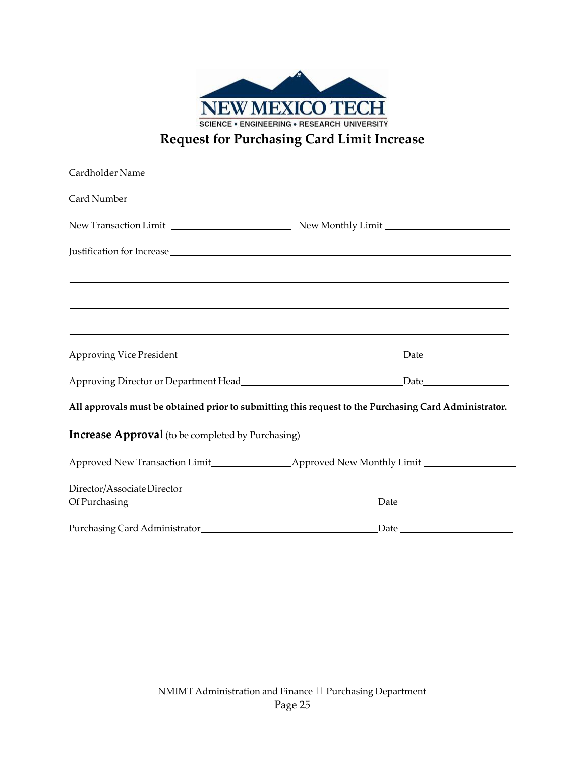NEW MEXICO TECH

SCIENCE • ENGINEERING • RESEARCH UNIVERSITY

# Request for Purchasing Card Limit Increase

Cardholder Name \_\_\_\_\_\_\_\_\_\_\_\_\_\_\_\_\_\_\_\_\_\_\_\_\_\_\_\_\_\_\_\_\_\_\_\_\_\_\_\_\_\_\_\_

Card Number \_\_\_\_\_\_\_\_\_\_\_\_\_\_\_\_\_\_\_\_\_\_\_\_\_\_\_\_\_\_\_\_\_\_\_\_\_\_\_\_\_\_\_\_

New Transaction Limit \_\_\_\_\_\_\_\_\_\_\_\_\_\_\_\_\_\_ New Monthly Limit \_\_\_\_\_\_\_\_\_\_\_\_\_\_\_\_\_\_

Justification for Increase \_\_\_\_\_\_\_\_\_\_\_\_\_\_\_\_\_\_\_\_\_\_\_\_\_\_\_\_\_\_\_\_\_\_\_\_\_\_\_\_\_\_\_\_

\_\_\_\_\_\_\_\_\_\_\_\_\_\_\_\_\_\_\_\_\_\_\_\_\_\_\_\_\_\_\_\_\_\_\_\_\_\_\_\_\_\_\_\_\_\_\_\_\_\_\_\_\_\_\_\_\_\_\_\_

\_\_\_\_\_\_\_\_\_\_\_\_\_\_\_\_\_\_\_\_\_\_\_\_\_\_\_\_\_\_\_\_\_\_\_\_\_\_\_\_\_\_\_\_\_\_\_\_\_\_\_\_\_\_\_\_\_\_\_\_

\_\_\_\_\_\_\_\_\_\_\_\_\_\_\_\_\_\_\_\_\_\_\_\_\_\_\_\_\_\_\_\_\_\_\_\_\_\_\_\_\_\_\_\_\_\_\_\_\_\_\_\_\_\_\_\_\_\_\_\_

Approving Vice President \_\_\_\_\_\_\_\_\_\_\_\_\_\_\_\_\_\_\_\_\_\_\_\_\_\_\_\_\_\_\_\_ Date \_\_\_\_\_\_\_\_\_\_\_\_\_\_

Approving Director or Department Head \_\_\_\_\_\_\_\_\_\_\_\_\_\_\_\_\_\_\_\_\_\_\_\_ Date \_\_\_\_\_\_\_\_\_\_\_\_\_\_

**All approvals must be obtained prior to submitting this request to the Purchasing Card Administrator.**

**Increase Approval** (to be completed by Purchasing)

Approved New Transaction Limit \_\_\_\_\_\_\_\_\_\_\_\_\_\_ Approved New Monthly Limit \_\_\_\_\_\_\_\_\_\_\_\_\_\_

Director/Associate Director
Of Purchasing \_\_\_\_\_\_\_\_\_\_\_\_\_\_\_\_\_\_\_\_\_\_\_\_\_\_\_\_ Date \_\_\_\_\_\_\_\_\_\_\_\_\_\_

Purchasing Card Administrator \_\_\_\_\_\_\_\_\_\_\_\_\_\_\_\_\_\_\_\_\_\_\_\_\_\_\_\_ Date \_\_\_\_\_\_\_\_\_\_\_\_\_\_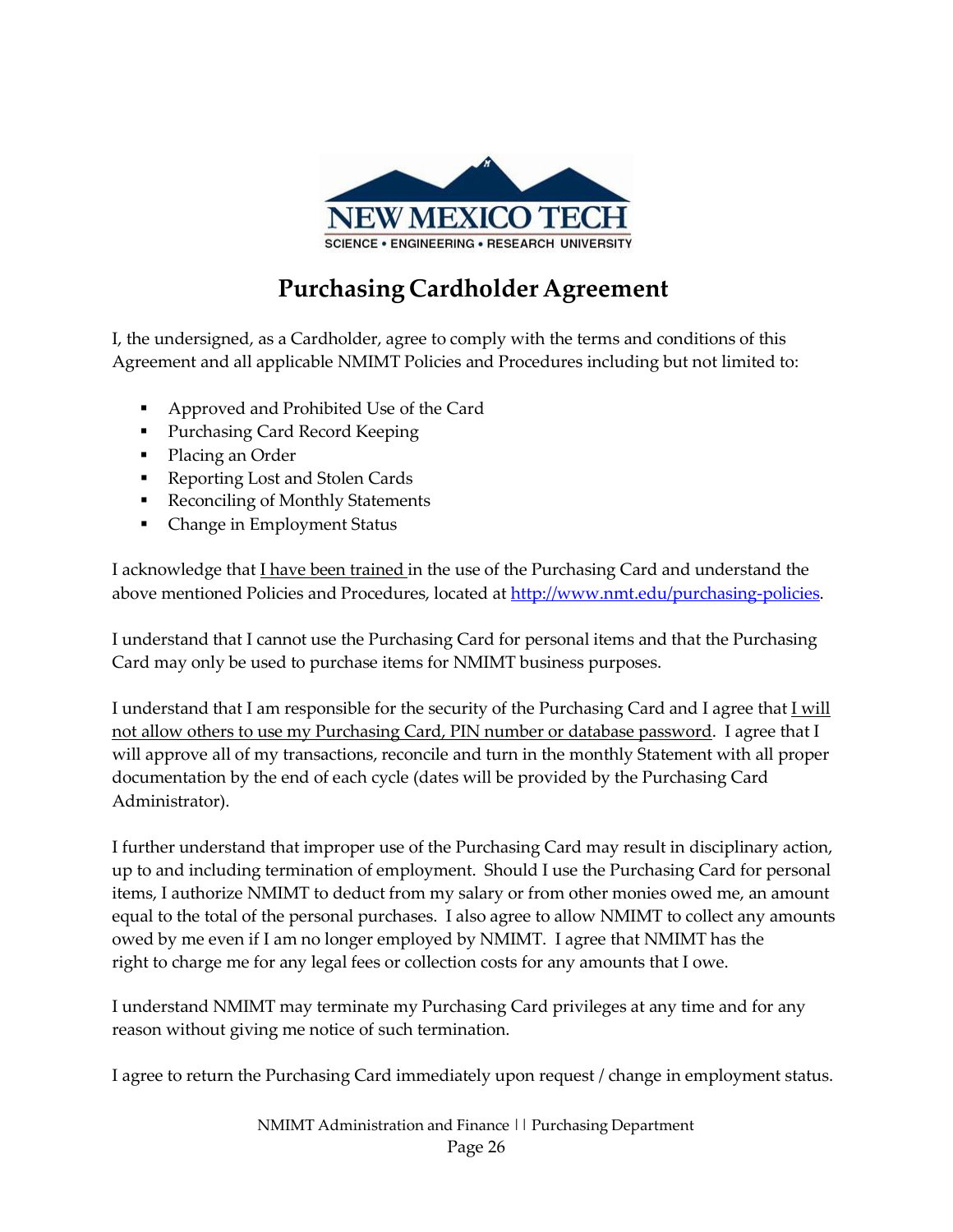# Purchasing Cardholder Agreement

I, the undersigned, as a Cardholder, agree to comply with the terms and conditions of this Agreement and all applicable NMIMT Policies and Procedures including but not limited to:

- Approved and Prohibited Use of the Card
- Purchasing Card Record Keeping
- Placing an Order
- Reporting Lost and Stolen Cards
- Reconciling of Monthly Statements
- Change in Employment Status

I acknowledge that <u>I have been trained</u> in the use of the Purchasing Card and understand the above mentioned Policies and Procedures, located at [http://www.nmt.edu/purchasing-policies](http://www.nmt.edu/purchasing-policies).

I understand that I cannot use the Purchasing Card for personal items and that the Purchasing Card may only be used to purchase items for NMIMT business purposes.

I understand that I am responsible for the security of the Purchasing Card and I agree that <u>I will not allow others to use my Purchasing Card, PIN number or database password</u>. I agree that I will approve all of my transactions, reconcile and turn in the monthly Statement with all proper documentation by the end of each cycle (dates will be provided by the Purchasing Card Administrator).

I further understand that improper use of the Purchasing Card may result in disciplinary action, up to and including termination of employment. Should I use the Purchasing Card for personal items, I authorize NMIMT to deduct from my salary or from other monies owed me, an amount equal to the total of the personal purchases. I also agree to allow NMIMT to collect any amounts owed by me even if I am no longer employed by NMIMT. I agree that NMIMT has the right to charge me for any legal fees or collection costs for any amounts that I owe.

I understand NMIMT may terminate my Purchasing Card privileges at any time and for any reason without giving me notice of such termination.

I agree to return the Purchasing Card immediately upon request / change in employment status.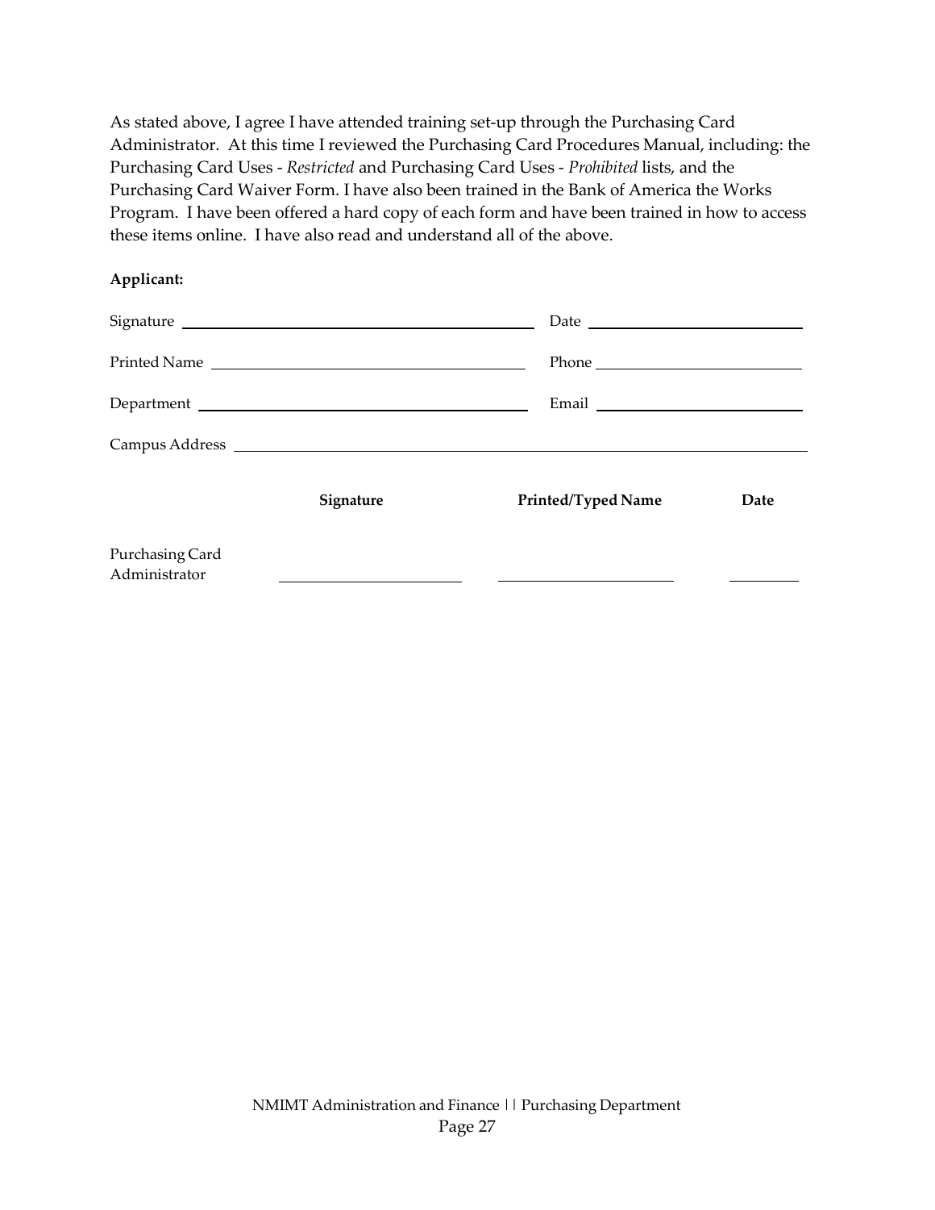As stated above, I agree I have attended training set-up through the Purchasing Card Administrator. At this time I reviewed the Purchasing Card Procedures Manual, including: the Purchasing Card Uses - *Restricted* and Purchasing Card Uses - *Prohibited* lists, and the Purchasing Card Waiver Form. I have also been trained in the Bank of America the Works Program. I have been offered a hard copy of each form and have been trained in how to access these items online. I have also read and understand all of the above.

**Applicant:**

Signature ____________________________________________ Date ___________________________

Printed Name ________________________________________ Phone __________________________

Department __________________________________________ Email __________________________

Campus Address ______________________________________________________________________

| | **Signature** | **Printed/Typed Name** | **Date** |
|---|---|---|---|
| Purchasing Card Administrator | ______________________ | ______________________ | _________ |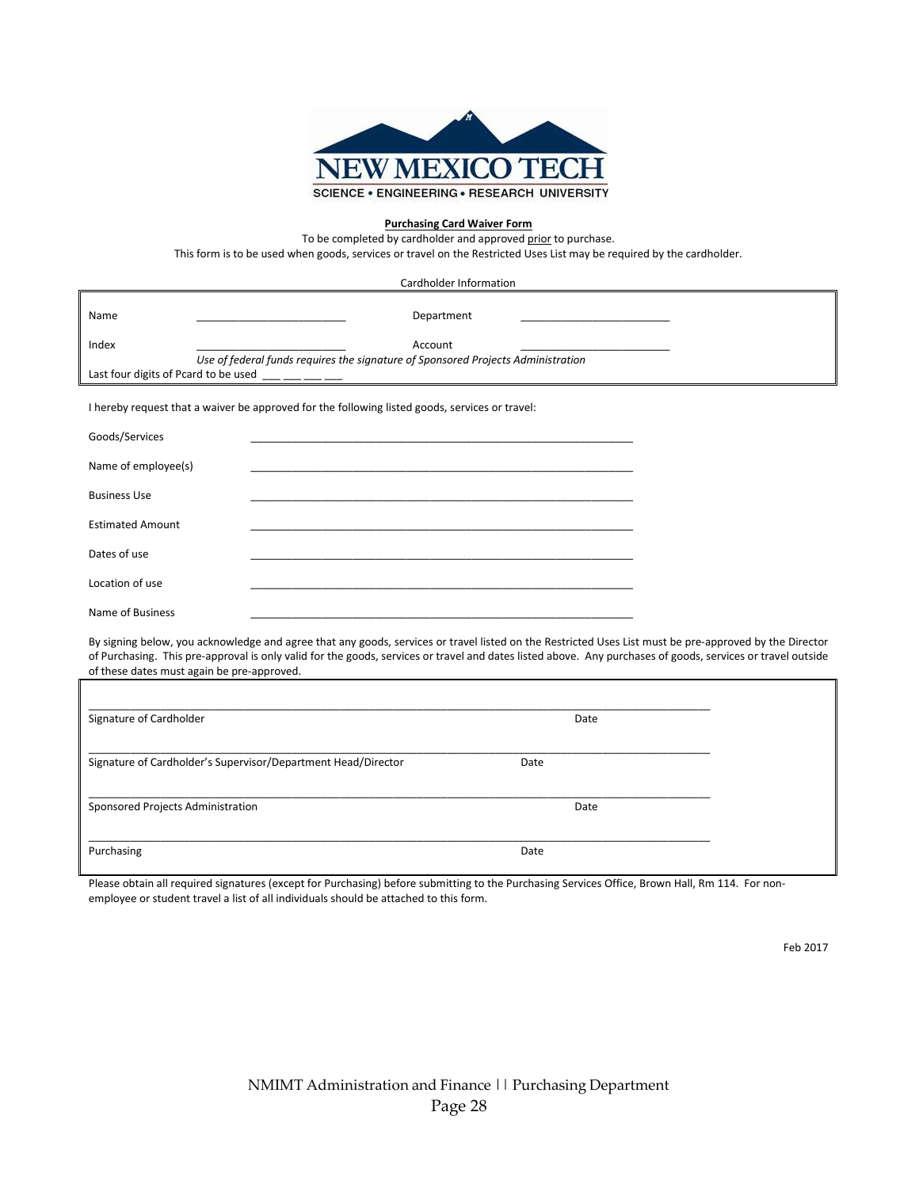NEW MEXICO TECH

SCIENCE • ENGINEERING • RESEARCH UNIVERSITY

**Purchasing Card Waiver Form**

To be completed by cardholder and approved prior to purchase.

This form is to be used when goods, services or travel on the Restricted Uses List may be required by the cardholder.

Cardholder Information

Name ________________________ Department ________________________

Index ________________________ Account ________________________

*Use of federal funds requires the signature of Sponsored Projects Administration*

Last four digits of Pcard to be used ___ ___ ___ ___

I hereby request that a waiver be approved for the following listed goods, services or travel:

Goods/Services ______________________________________________________________

Name of employee(s) ______________________________________________________________

Business Use ______________________________________________________________

Estimated Amount ______________________________________________________________

Dates of use ______________________________________________________________

Location of use ______________________________________________________________

Name of Business ______________________________________________________________

By signing below, you acknowledge and agree that any goods, services or travel listed on the Restricted Uses List must be pre-approved by the Director of Purchasing. This pre-approval is only valid for the goods, services or travel and dates listed above. Any purchases of goods, services or travel outside of these dates must again be pre-approved.

____________________________________________________________________________________

Signature of Cardholder Date

____________________________________________________________________________________

Signature of Cardholder's Supervisor/Department Head/Director Date

____________________________________________________________________________________

Sponsored Projects Administration Date

____________________________________________________________________________________

Purchasing Date

Please obtain all required signatures (except for Purchasing) before submitting to the Purchasing Services Office, Brown Hall, Rm 114. For non-employee or student travel a list of all individuals should be attached to this form.

Feb 2017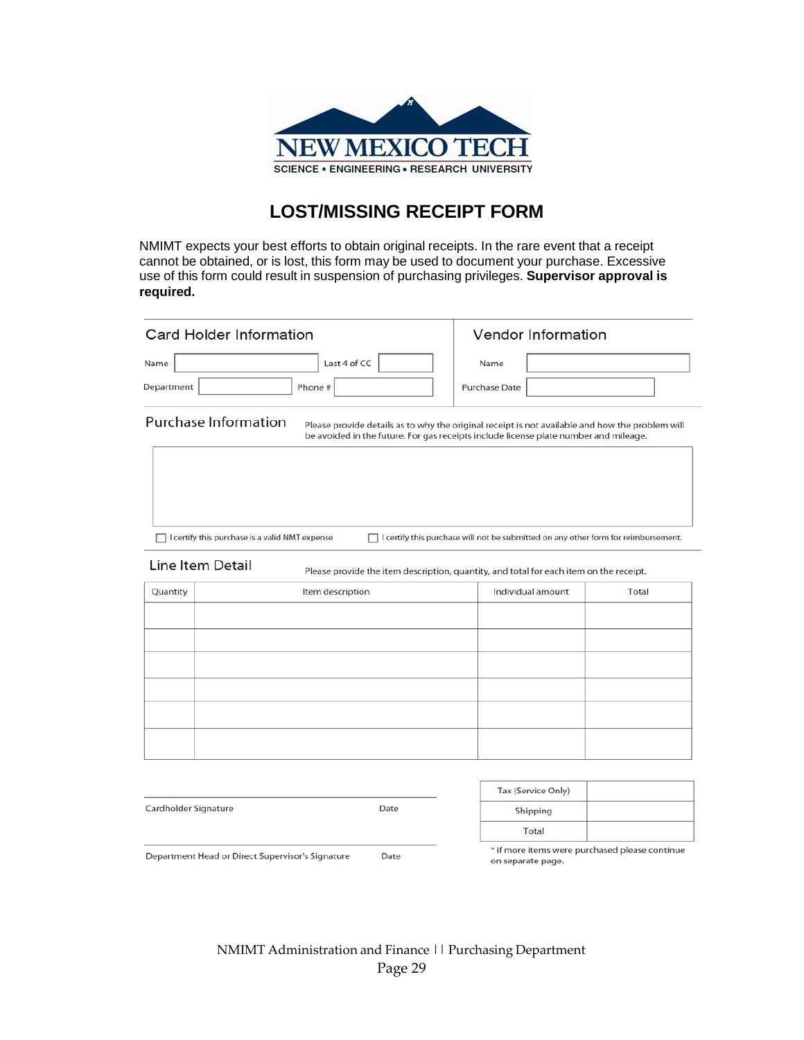NEW MEXICO TECH

SCIENCE • ENGINEERING • RESEARCH UNIVERSITY

# LOST/MISSING RECEIPT FORM

NMIMT expects your best efforts to obtain original receipts. In the rare event that a receipt cannot be obtained, or is lost, this form may be used to document your purchase. Excessive use of this form could result in suspension of purchasing privileges. **Supervisor approval is required.**

## Card Holder Information

Name ____________ Last 4 of CC ________

Department ____________ Phone # ________

## Vendor Information

Name ____________

Purchase Date ____________

## Purchase Information

Please provide details as to why the original receipt is not available and how the problem will be avoided in the future. For gas receipts include license plate number and mileage.

☐ I certify this purchase is a valid NMT expense

☐ I certify this purchase will not be submitted on any other form for reimbursement.

## Line Item Detail

Please provide the item description, quantity, and total for each item on the receipt.

| Quantity | Item description | Individual amount | Total |
|---|---|---|---|
| | | | |
| | | | |
| | | | |
| | | | |
| | | | |
| | | | |

| | |
|---|---|
| Tax (Service Only) | |
| Shipping | |
| Total | |

* if more items were purchased please continue on separate page.

Cardholder Signature ____________ Date ________

Department Head or Direct Supervisor's Signature ____________ Date ________

NMIMT Administration and Finance | | Purchasing Department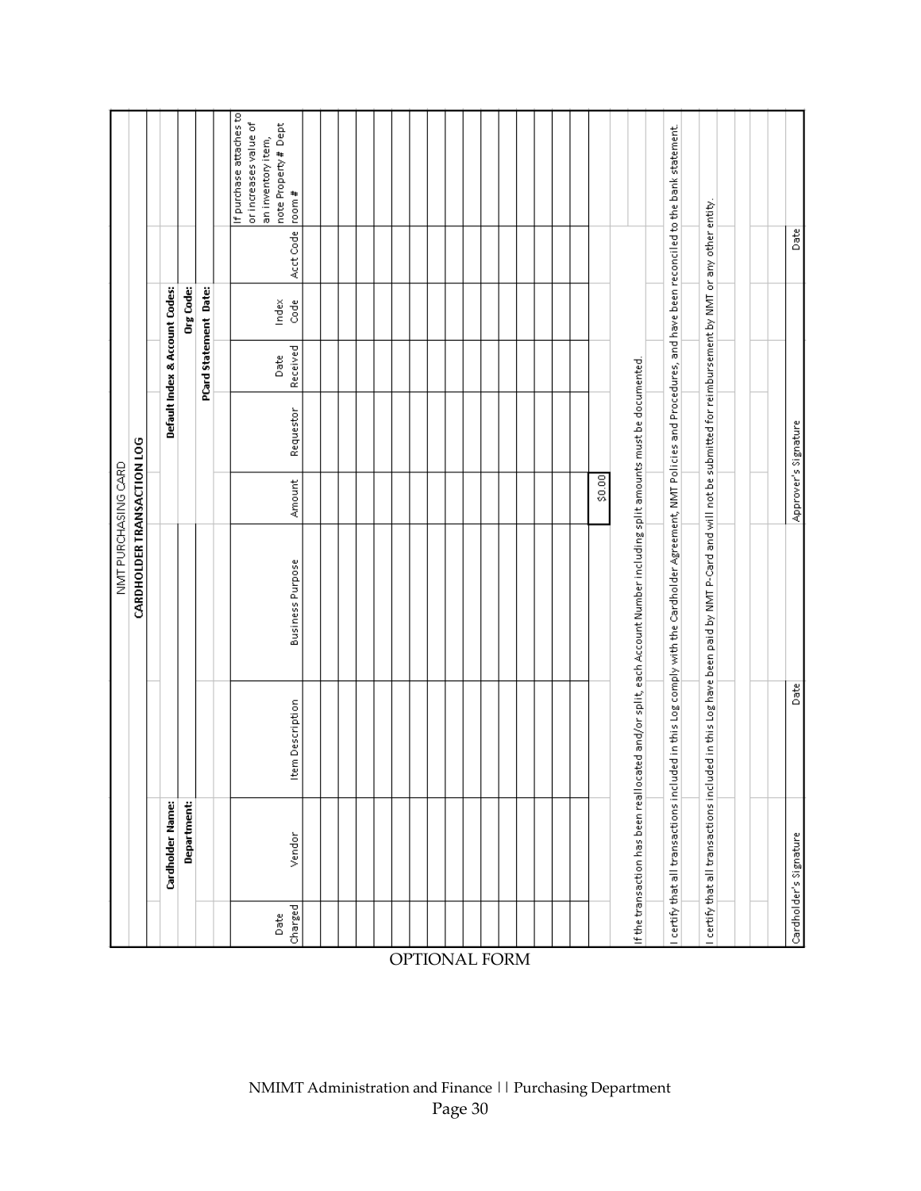# NMT PURCHASING CARD

## CARDHOLDER TRANSACTION LOG

**Cardholder Name:**

**Department:**

**Default Index & Account Codes:**

**Org Code:**

**PCard Statement Date:**

| Date Charged | Vendor | Item Description | Business Purpose | Amount | Requestor | Date Received | Index Code | Acct Code | If purchase attaches to or increases value of an inventory item, note Property # Dept room # |
|---|---|---|---|---|---|---|---|---|---|
| | | | | | | | | | |
| | | | | | | | | | |
| | | | | | | | | | |
| | | | | | | | | | |
| | | | | | | | | | |
| | | | | | | | | | |
| | | | | | | | | | |
| | | | | | | | | | |
| | | | | | | | | | |
| | | | | | | | | | |
| | | | | | | | | | |
| | | | | | | | | | |
| | | | | | | | | | |
| | | | | | | | | | |
| | | | | | | | | | |
| | | | | | | | | | |
| | | | | $0.00 | | | | | |

If the transaction has been reallocated and/or split, each Account Number including split amounts must be documented.

I certify that all transactions included in this Log comply with the Cardholder Agreement, NMT Policies and Procedures, and have been reconciled to the bank statement.

I certify that all transactions included in this Log have been paid by NMT P-Card and will not be submitted for reimbursement by NMT or any other entity.

| Cardholder's Signature | Date | Approver's Signature | Date |
|---|---|---|---|

OPTIONAL FORM

NMIMT Administration and Finance || Purchasing Department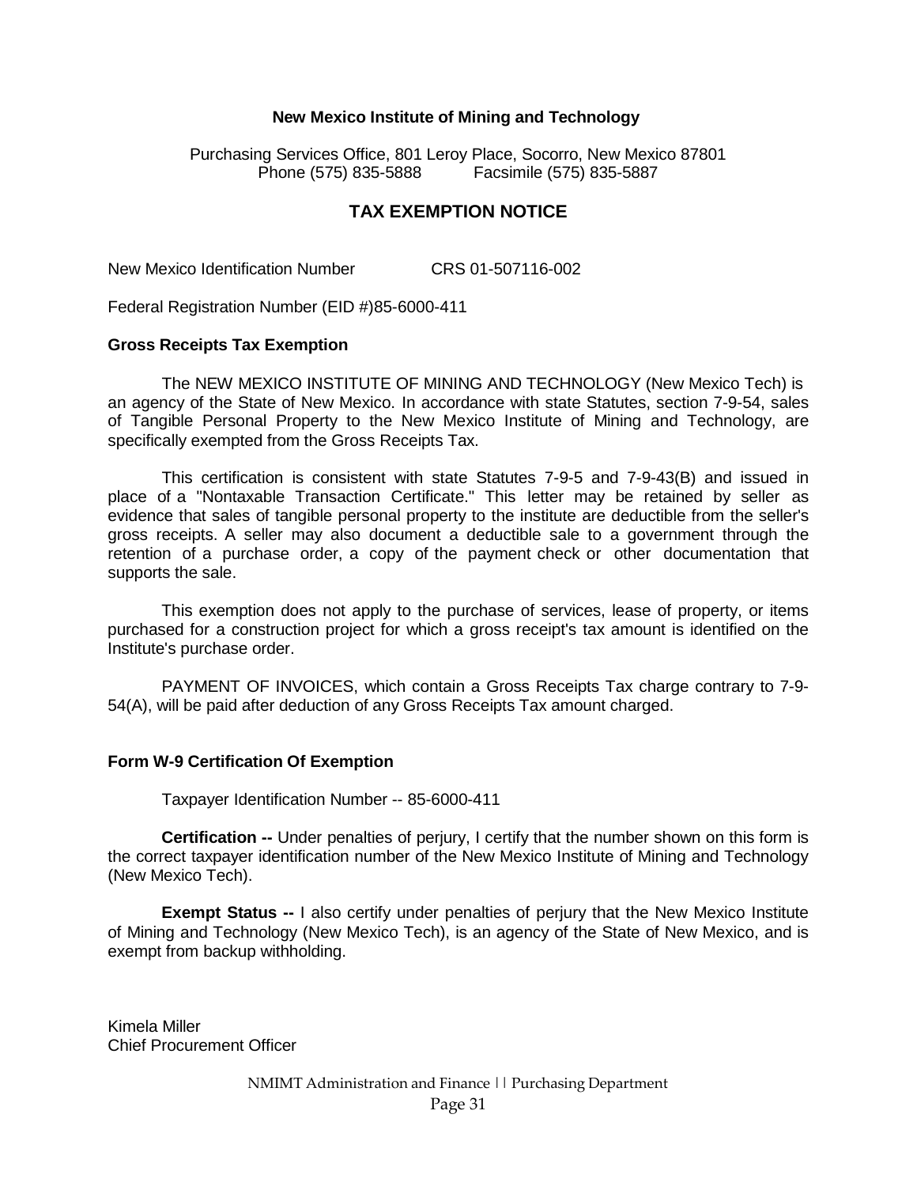**New Mexico Institute of Mining and Technology**

Purchasing Services Office, 801 Leroy Place, Socorro, New Mexico 87801
Phone (575) 835-5888 Facsimile (575) 835-5887

## TAX EXEMPTION NOTICE

New Mexico Identification Number CRS 01-507116-002

Federal Registration Number (EID #)85-6000-411

**Gross Receipts Tax Exemption**

The NEW MEXICO INSTITUTE OF MINING AND TECHNOLOGY (New Mexico Tech) is an agency of the State of New Mexico. In accordance with state Statutes, section 7-9-54, sales of Tangible Personal Property to the New Mexico Institute of Mining and Technology, are specifically exempted from the Gross Receipts Tax.

This certification is consistent with state Statutes 7-9-5 and 7-9-43(B) and issued in place of a "Nontaxable Transaction Certificate." This letter may be retained by seller as evidence that sales of tangible personal property to the institute are deductible from the seller's gross receipts. A seller may also document a deductible sale to a government through the retention of a purchase order, a copy of the payment check or other documentation that supports the sale.

This exemption does not apply to the purchase of services, lease of property, or items purchased for a construction project for which a gross receipt's tax amount is identified on the Institute's purchase order.

PAYMENT OF INVOICES, which contain a Gross Receipts Tax charge contrary to 7-9-54(A), will be paid after deduction of any Gross Receipts Tax amount charged.

**Form W-9 Certification Of Exemption**

Taxpayer Identification Number -- 85-6000-411

**Certification --** Under penalties of perjury, I certify that the number shown on this form is the correct taxpayer identification number of the New Mexico Institute of Mining and Technology (New Mexico Tech).

**Exempt Status --** I also certify under penalties of perjury that the New Mexico Institute of Mining and Technology (New Mexico Tech), is an agency of the State of New Mexico, and is exempt from backup withholding.

Kimela Miller
Chief Procurement Officer